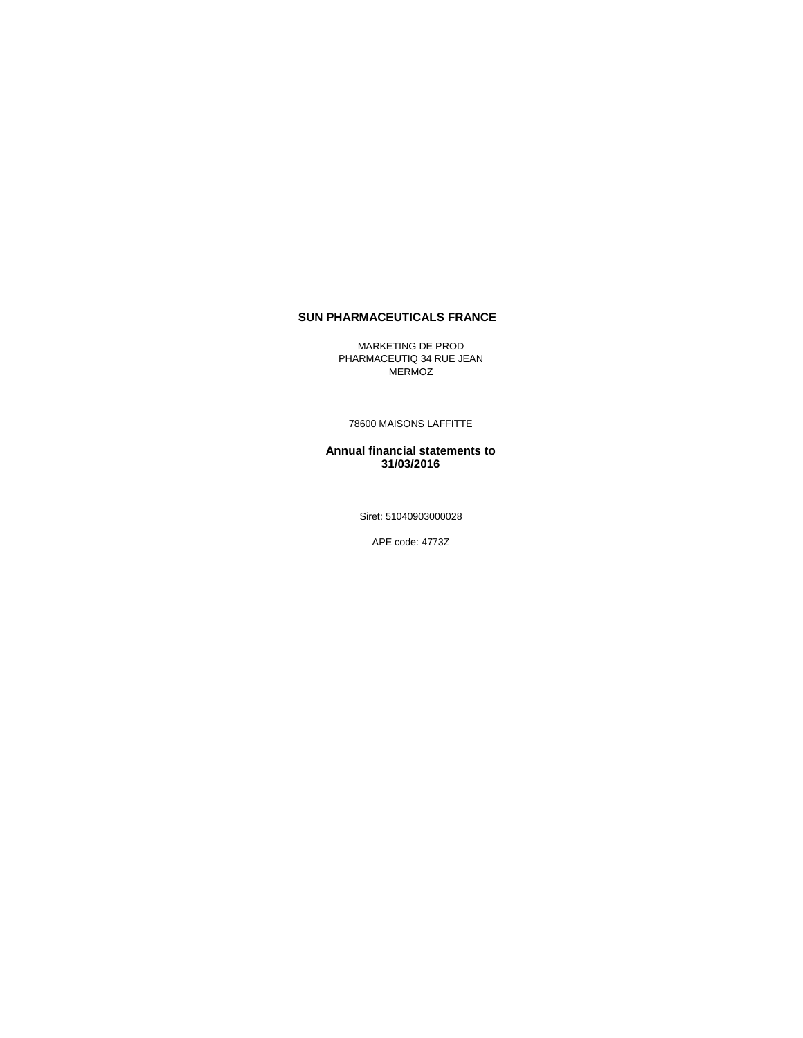# SUN PHARMACEUTICALS FRANCE

MARKETING DE PROD
PHARMACEUTIQ 34 RUE JEAN
MERMOZ

78600 MAISONS LAFFITTE

## Annual financial statements to 31/03/2016

Siret: 51040903000028

APE code: 4773Z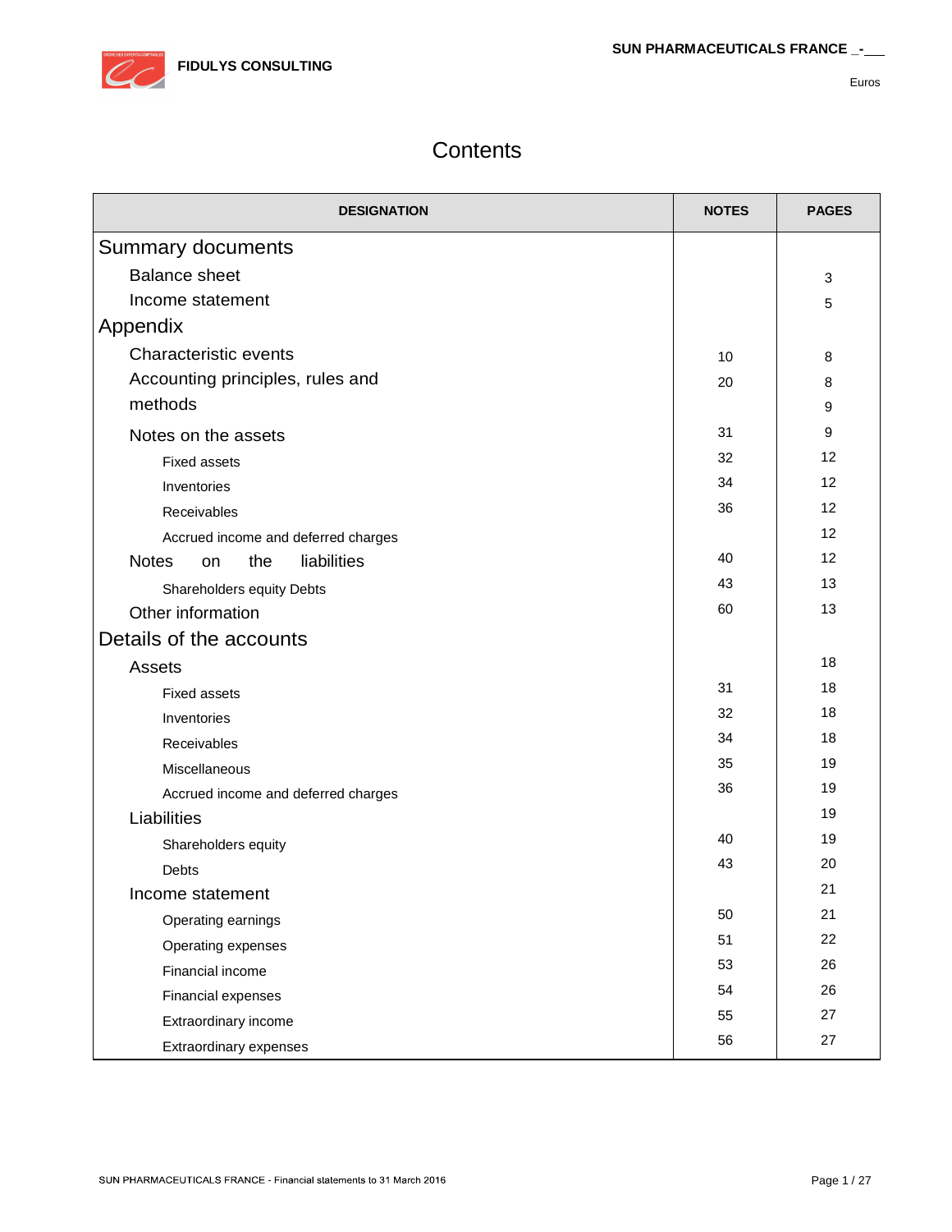# Contents

| DESIGNATION | NOTES | PAGES |
|---|---|---|
| **Summary documents** | | |
| Balance sheet | | 3 |
| Income statement | | 5 |
| **Appendix** | | |
| Characteristic events | 10 | 8 |
| Accounting principles, rules and | 20 | 8 |
| methods | | 9 |
| Notes on the assets | 31 | 9 |
| Fixed assets | 32 | 12 |
| Inventories | 34 | 12 |
| Receivables | 36 | 12 |
| Accrued income and deferred charges | | 12 |
| Notes on the liabilities | 40 | 12 |
| Shareholders equity Debts | 43 | 13 |
| Other information | 60 | 13 |
| **Details of the accounts** | | |
| Assets | | 18 |
| Fixed assets | 31 | 18 |
| Inventories | 32 | 18 |
| Receivables | 34 | 18 |
| Miscellaneous | 35 | 19 |
| Accrued income and deferred charges | 36 | 19 |
| Liabilities | | 19 |
| Shareholders equity | 40 | 19 |
| Debts | 43 | 20 |
| Income statement | | 21 |
| Operating earnings | 50 | 21 |
| Operating expenses | 51 | 22 |
| Financial income | 53 | 26 |
| Financial expenses | 54 | 26 |
| Extraordinary income | 55 | 27 |
| Extraordinary expenses | 56 | 27 |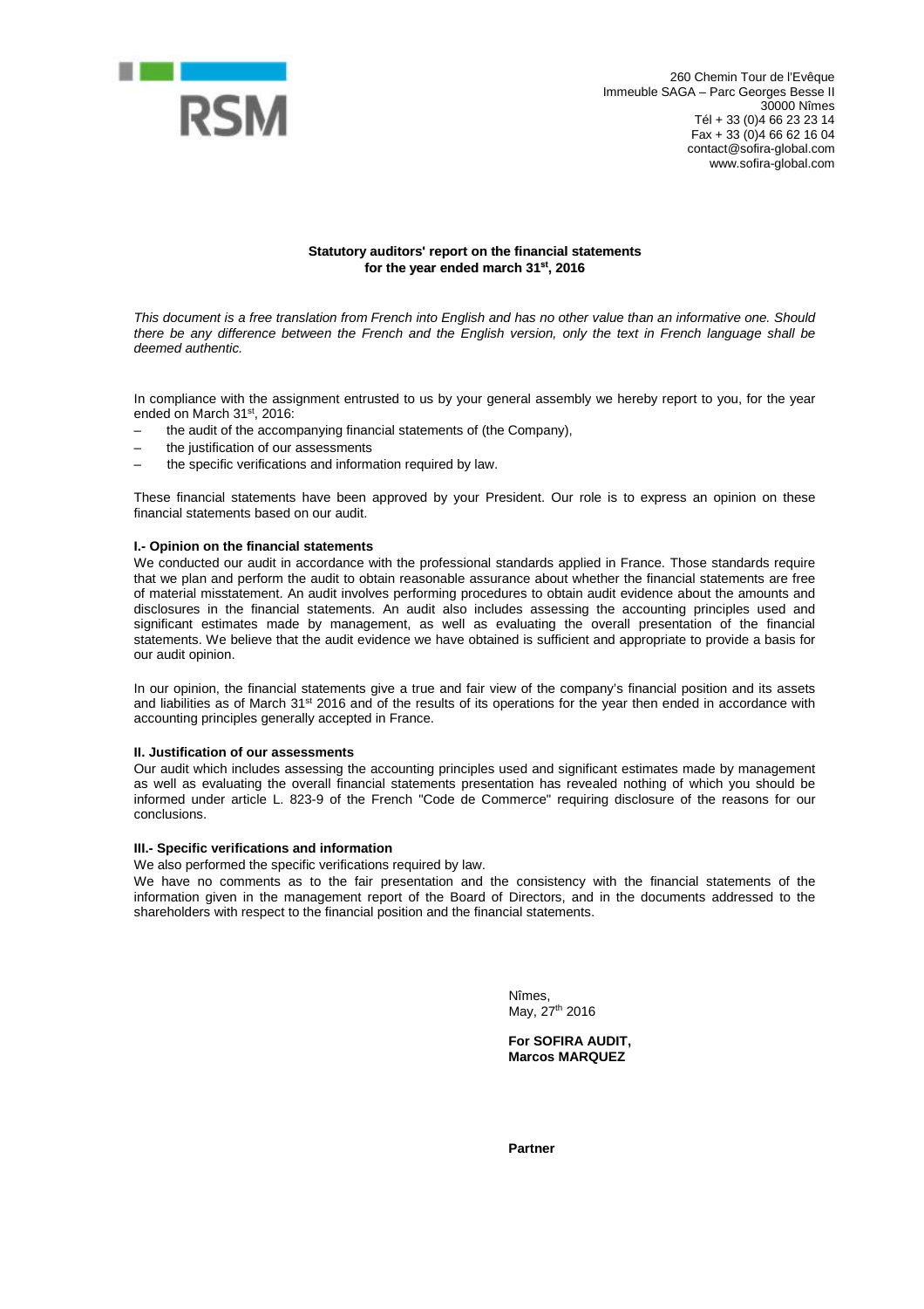RSM

260 Chemin Tour de l'Evêque
Immeuble SAGA – Parc Georges Besse II
30000 Nîmes
Tél + 33 (0)4 66 23 23 14
Fax + 33 (0)4 66 62 16 04
contact@sofira-global.com
www.sofira-global.com

**Statutory auditors' report on the financial statements**
**for the year ended march 31st, 2016**

*This document is a free translation from French into English and has no other value than an informative one. Should there be any difference between the French and the English version, only the text in French language shall be deemed authentic.*

In compliance with the assignment entrusted to us by your general assembly we hereby report to you, for the year ended on March 31st, 2016:

- the audit of the accompanying financial statements of (the Company),
- the justification of our assessments
- the specific verifications and information required by law.

These financial statements have been approved by your President. Our role is to express an opinion on these financial statements based on our audit.

**I.- Opinion on the financial statements**

We conducted our audit in accordance with the professional standards applied in France. Those standards require that we plan and perform the audit to obtain reasonable assurance about whether the financial statements are free of material misstatement. An audit involves performing procedures to obtain audit evidence about the amounts and disclosures in the financial statements. An audit also includes assessing the accounting principles used and significant estimates made by management, as well as evaluating the overall presentation of the financial statements. We believe that the audit evidence we have obtained is sufficient and appropriate to provide a basis for our audit opinion.

In our opinion, the financial statements give a true and fair view of the company's financial position and its assets and liabilities as of March 31st 2016 and of the results of its operations for the year then ended in accordance with accounting principles generally accepted in France.

**II. Justification of our assessments**

Our audit which includes assessing the accounting principles used and significant estimates made by management as well as evaluating the overall financial statements presentation has revealed nothing of which you should be informed under article L. 823-9 of the French "Code de Commerce" requiring disclosure of the reasons for our conclusions.

**III.- Specific verifications and information**

We also performed the specific verifications required by law.

We have no comments as to the fair presentation and the consistency with the financial statements of the information given in the management report of the Board of Directors, and in the documents addressed to the shareholders with respect to the financial position and the financial statements.

Nîmes,
May, 27th 2016

**For SOFIRA AUDIT,**
**Marcos MARQUEZ**

**Partner**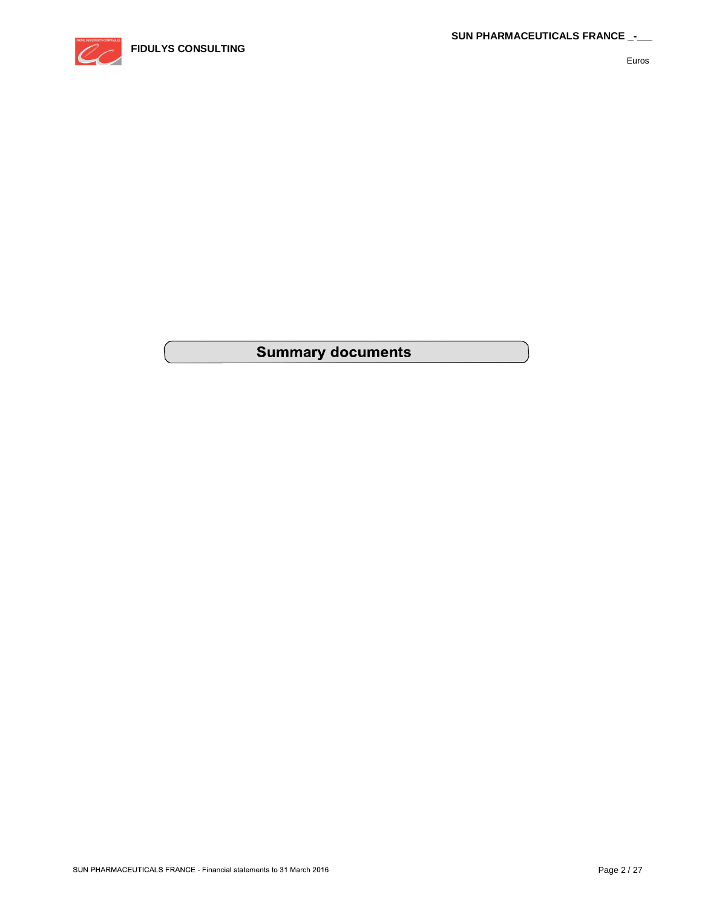# Summary documents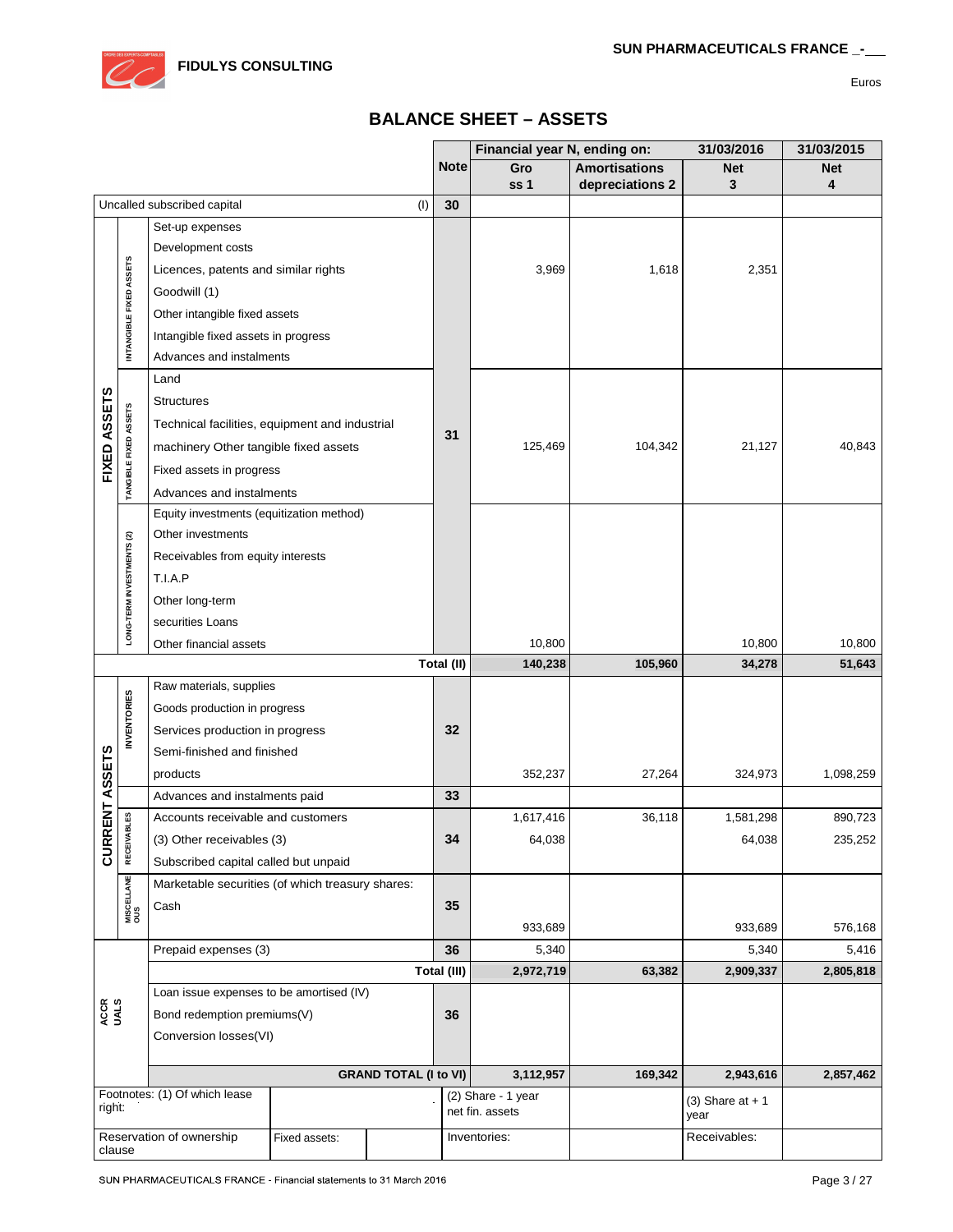FIDULYS CONSULTING

SUN PHARMACEUTICALS FRANCE _-__

Euros

# BALANCE SHEET – ASSETS

| | | | Note | Financial year N, ending on: Gross 1 | Amortisations depreciations 2 | 31/03/2016 Net 3 | 31/03/2015 Net 4 |
|---|---|---|---|---|---|---|---|
| Uncalled subscribed capital (I) | | | 30 | | | | |
| FIXED ASSETS | INTANGIBLE FIXED ASSETS | Set-up expenses | 31 | | | | |
| | | Development costs | | | | | |
| | | Licences, patents and similar rights | | 3,969 | 1,618 | 2,351 | |
| | | Goodwill (1) | | | | | |
| | | Other intangible fixed assets | | | | | |
| | | Intangible fixed assets in progress | | | | | |
| | | Advances and instalments | | | | | |
| | TANGIBLE FIXED ASSETS | Land | | | | | |
| | | Structures | | | | | |
| | | Technical facilities, equipment and industrial machinery Other tangible fixed assets | | 125,469 | 104,342 | 21,127 | 40,843 |
| | | Fixed assets in progress | | | | | |
| | | Advances and instalments | | | | | |
| | LONG-TERM INVESTMENTS (2) | Equity investments (equitization method) | | | | | |
| | | Other investments | | | | | |
| | | Receivables from equity interests | | | | | |
| | | T.I.A.P | | | | | |
| | | Other long-term securities Loans | | | | | |
| | | Other financial assets | | 10,800 | | 10,800 | 10,800 |
| | | | **Total (II)** | **140,238** | **105,960** | **34,278** | **51,643** |
| CURRENT ASSETS | INVENTORIES | Raw materials, supplies | 32 | | | | |
| | | Goods production in progress | | | | | |
| | | Services production in progress | | | | | |
| | | Semi-finished and finished products | | 352,237 | 27,264 | 324,973 | 1,098,259 |
| | | Advances and instalments paid | 33 | | | | |
| | RECEIVABLES | Accounts receivable and customers | 34 | 1,617,416 | 36,118 | 1,581,298 | 890,723 |
| | | (3) Other receivables (3) | | 64,038 | | 64,038 | 235,252 |
| | | Subscribed capital called but unpaid | | | | | |
| | MISCELLANEOUS | Marketable securities (of which treasury shares: | 35 | | | | |
| | | Cash | | 933,689 | | 933,689 | 576,168 |
| ACCRUALS | | Prepaid expenses (3) | 36 | 5,340 | | 5,340 | 5,416 |
| | | | **Total (III)** | **2,972,719** | **63,382** | **2,909,337** | **2,805,818** |
| | | Loan issue expenses to be amortised (IV) | 36 | | | | |
| | | Bond redemption premiums(V) | | | | | |
| | | Conversion losses(VI) | | | | | |
| | | | **GRAND TOTAL (I to VI)** | **3,112,957** | **169,342** | **2,943,616** | **2,857,462** |

| Footnotes: (1) Of which lease right: | | (2) Share - 1 year net fin. assets | | (3) Share at + 1 year | |
|---|---|---|---|---|---|
| Reservation of ownership clause | Fixed assets: | Inventories: | | Receivables: | |

SUN PHARMACEUTICALS FRANCE - Financial statements to 31 March 2016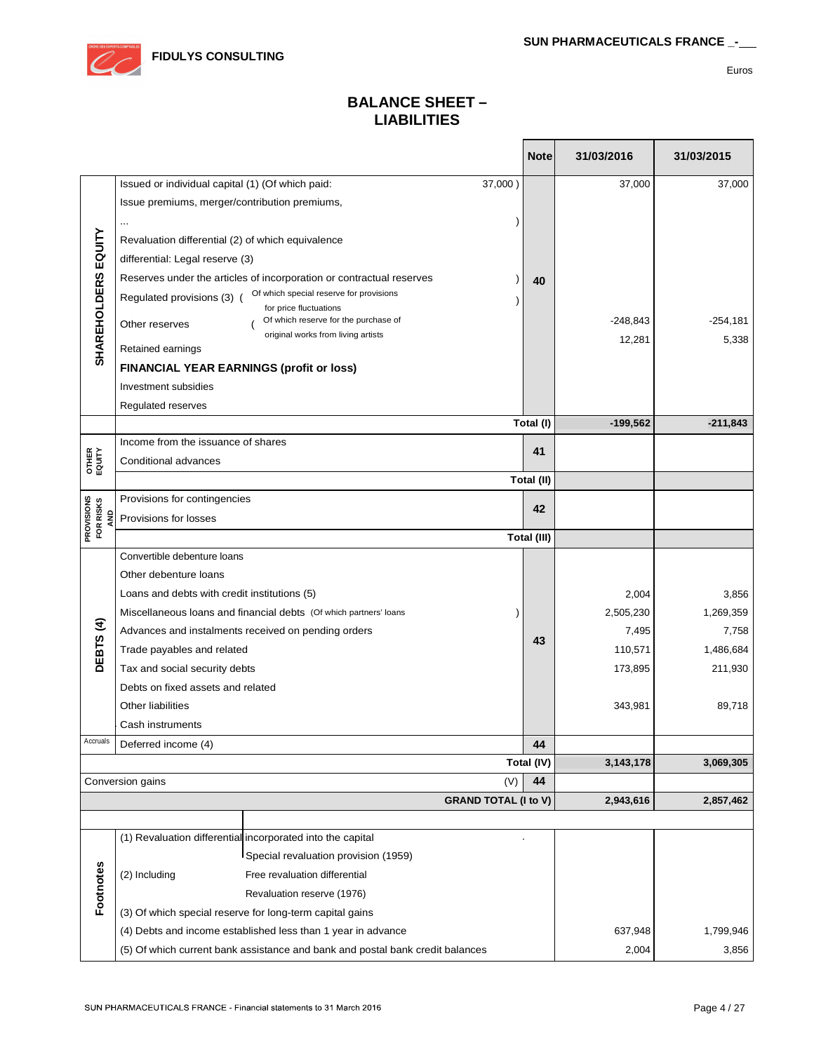# BALANCE SHEET – LIABILITIES

Euros

| | | Note | 31/03/2016 | 31/03/2015 |
|---|---|---|---|---|
| SHAREHOLDERS EQUITY | Issued or individual capital (1) (Of which paid: 37,000 ) | 40 | 37,000 | 37,000 |
| | Issue premiums, merger/contribution premiums, ... ) | | | |
| | Revaluation differential (2) of which equivalence differential: Legal reserve (3) | | | |
| | Reserves under the articles of incorporation or contractual reserves ) | | | |
| | Regulated provisions (3) ( Of which special reserve for provisions for price fluctuations ) | | | |
| | Other reserves ( Of which reserve for the purchase of original works from living artists | | -248,843 | -254,181 |
| | Retained earnings | | 12,281 | 5,338 |
| | **FINANCIAL YEAR EARNINGS (profit or loss)** | | | |
| | Investment subsidies | | | |
| | Regulated reserves | | | |
| | **Total (I)** | | **-199,562** | **-211,843** |
| OTHER EQUITY | Income from the issuance of shares | 41 | | |
| | Conditional advances | | | |
| | **Total (II)** | | | |
| PROVISIONS FOR RISKS AND | Provisions for contingencies | 42 | | |
| | Provisions for losses | | | |
| | **Total (III)** | | | |
| DEBTS (4) | Convertible debenture loans | 43 | | |
| | Other debenture loans | | | |
| | Loans and debts with credit institutions (5) | | 2,004 | 3,856 |
| | Miscellaneous loans and financial debts (Of which partners' loans ) | | 2,505,230 | 1,269,359 |
| | Advances and instalments received on pending orders | | 7,495 | 7,758 |
| | Trade payables and related | | 110,571 | 1,486,684 |
| | Tax and social security debts | | 173,895 | 211,930 |
| | Debts on fixed assets and related | | | |
| | Other liabilities | | 343,981 | 89,718 |
| | Cash instruments | | | |
| Accruals | Deferred income (4) | 44 | | |
| | **Total (IV)** | | **3,143,178** | **3,069,305** |
| Conversion gains (V) | | 44 | | |
| | **GRAND TOTAL (I to V)** | | **2,943,616** | **2,857,462** |

| Footnotes | | 31/03/2016 | 31/03/2015 |
|---|---|---|---|
| (1) Revaluation differential | incorporated into the capital | | |
| | Special revaluation provision (1959) | | |
| (2) Including | Free revaluation differential | | |
| | Revaluation reserve (1976) | | |
| (3) Of which special reserve for long-term capital gains | | | |
| (4) Debts and income established less than 1 year in advance | | 637,948 | 1,799,946 |
| (5) Of which current bank assistance and bank and postal bank credit balances | | 2,004 | 3,856 |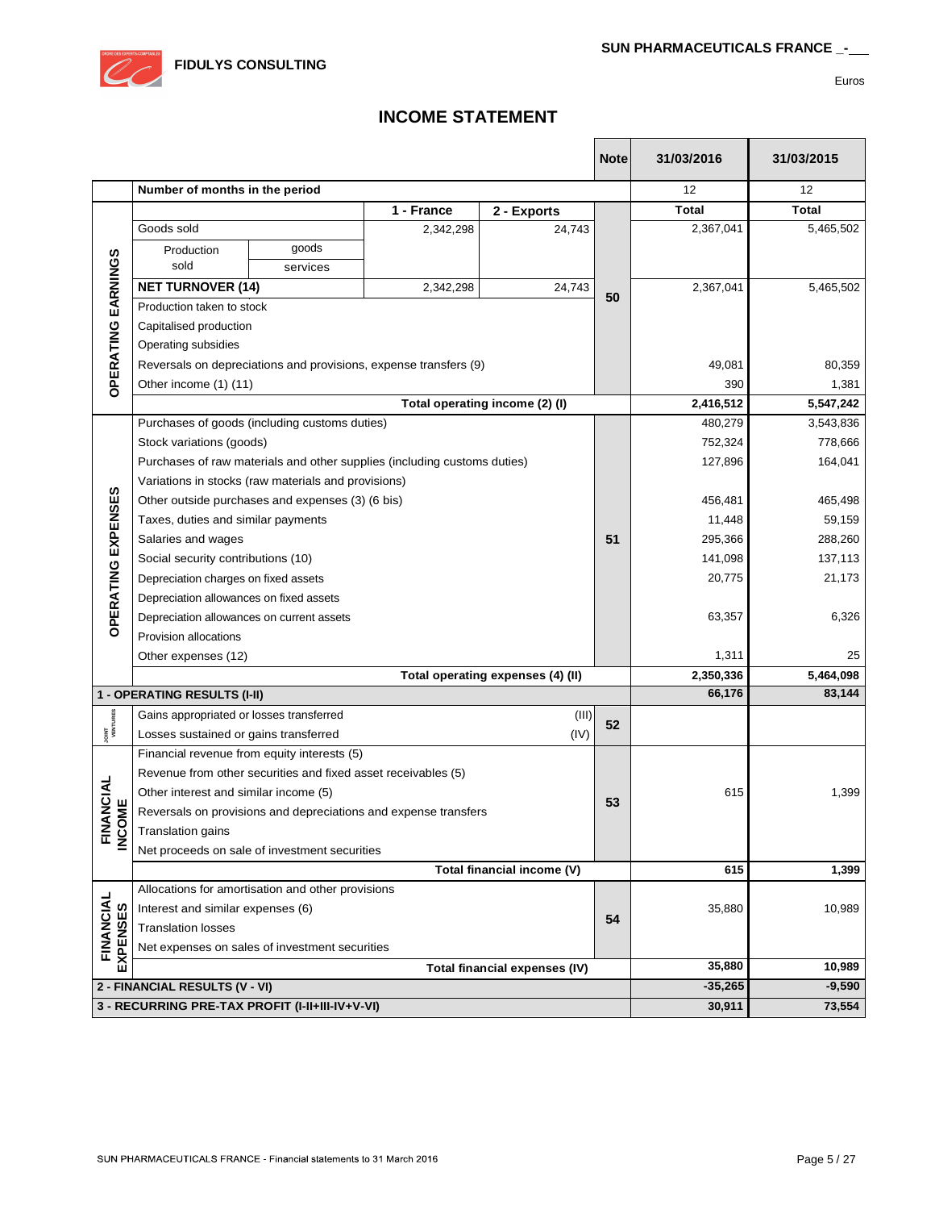# INCOME STATEMENT

Euros

| | | | | Note | 31/03/2016 | 31/03/2015 |
|---|---|---|---|---|---|---|
| | Number of months in the period | | | | 12 | 12 |
| | | 1 - France | 2 - Exports | | Total | Total |
| OPERATING EARNINGS | Goods sold | 2,342,298 | 24,743 | 50 | 2,367,041 | 5,465,502 |
| | Production sold – goods | | | | | |
| | Production sold – services | | | | | |
| | **NET TURNOVER (14)** | 2,342,298 | 24,743 | | 2,367,041 | 5,465,502 |
| | Production taken to stock | | | | | |
| | Capitalised production | | | | | |
| | Operating subsidies | | | | | |
| | Reversals on depreciations and provisions, expense transfers (9) | | | | 49,081 | 80,359 |
| | Other income (1) (11) | | | | 390 | 1,381 |
| | **Total operating income (2) (I)** | | | | **2,416,512** | **5,547,242** |
| OPERATING EXPENSES | Purchases of goods (including customs duties) | | | 51 | 480,279 | 3,543,836 |
| | Stock variations (goods) | | | | 752,324 | 778,666 |
| | Purchases of raw materials and other supplies (including customs duties) | | | | 127,896 | 164,041 |
| | Variations in stocks (raw materials and provisions) | | | | | |
| | Other outside purchases and expenses (3) (6 bis) | | | | 456,481 | 465,498 |
| | Taxes, duties and similar payments | | | | 11,448 | 59,159 |
| | Salaries and wages | | | | 295,366 | 288,260 |
| | Social security contributions (10) | | | | 141,098 | 137,113 |
| | Depreciation charges on fixed assets | | | | 20,775 | 21,173 |
| | Depreciation allowances on fixed assets | | | | | |
| | Depreciation allowances on current assets | | | | 63,357 | 6,326 |
| | Provision allocations | | | | | |
| | Other expenses (12) | | | | 1,311 | 25 |
| | **Total operating expenses (4) (II)** | | | | **2,350,336** | **5,464,098** |
| **1 - OPERATING RESULTS (I-II)** | | | | | **66,176** | **83,144** |
| JOINT VENTURES | Gains appropriated or losses transferred (III) | | | 52 | | |
| | Losses sustained or gains transferred (IV) | | | | | |
| FINANCIAL INCOME | Financial revenue from equity interests (5) | | | 53 | | |
| | Revenue from other securities and fixed asset receivables (5) | | | | | |
| | Other interest and similar income (5) | | | | 615 | 1,399 |
| | Reversals on provisions and depreciations and expense transfers | | | | | |
| | Translation gains | | | | | |
| | Net proceeds on sale of investment securities | | | | | |
| | **Total financial income (V)** | | | | **615** | **1,399** |
| FINANCIAL EXPENSES | Allocations for amortisation and other provisions | | | 54 | | |
| | Interest and similar expenses (6) | | | | 35,880 | 10,989 |
| | Translation losses | | | | | |
| | Net expenses on sales of investment securities | | | | | |
| | **Total financial expenses (IV)** | | | | **35,880** | **10,989** |
| **2 - FINANCIAL RESULTS (V - VI)** | | | | | **-35,265** | **-9,590** |
| **3 - RECURRING PRE-TAX PROFIT (I-II+III-IV+V-VI)** | | | | | **30,911** | **73,554** |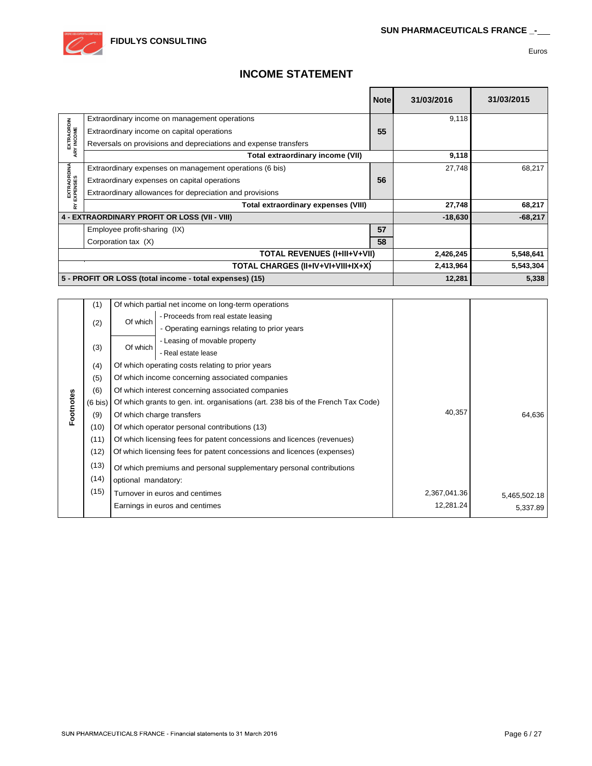FIDULYS CONSULTING

SUN PHARMACEUTICALS FRANCE _-___

Euros

# INCOME STATEMENT

| | | Note | 31/03/2016 | 31/03/2015 |
|---|---|---|---|---|
| EXTRAORDINARY INCOME | Extraordinary income on management operations | 55 | 9,118 | |
| | Extraordinary income on capital operations | | | |
| | Reversals on provisions and depreciations and expense transfers | | | |
| | **Total extraordinary income (VII)** | | **9,118** | |
| EXTRAORDINARY EXPENSES | Extraordinary expenses on management operations (6 bis) | 56 | 27,748 | 68,217 |
| | Extraordinary expenses on capital operations | | | |
| | Extraordinary allowances for depreciation and provisions | | | |
| | **Total extraordinary expenses (VIII)** | | **27,748** | **68,217** |
| **4 - EXTRAORDINARY PROFIT OR LOSS (VII - VIII)** | | | **-18,630** | **-68,217** |
| | Employee profit-sharing (IX) | 57 | | |
| | Corporation tax (X) | 58 | | |
| | **TOTAL REVENUES (I+III+V+VII)** | | **2,426,245** | **5,548,641** |
| | **TOTAL CHARGES (II+IV+VI+VIII+IX+X)** | | **2,413,964** | **5,543,304** |
| **5 - PROFIT OR LOSS (total income - total expenses) (15)** | | | **12,281** | **5,338** |

| Footnotes | | | 31/03/2016 | 31/03/2015 |
|---|---|---|---|---|
| | (1) | Of which partial net income on long-term operations | | |
| | (2) | Of which - Proceeds from real estate leasing | | |
| | | Of which - Operating earnings relating to prior years | | |
| | (3) | Of which - Leasing of movable property | | |
| | | Of which - Real estate lease | | |
| | (4) | Of which operating costs relating to prior years | | |
| | (5) | Of which income concerning associated companies | | |
| | (6) | Of which interest concerning associated companies | | |
| | (6 bis) | Of which grants to gen. int. organisations (art. 238 bis of the French Tax Code) | | |
| | (9) | Of which charge transfers | 40,357 | 64,636 |
| | (10) | Of which operator personal contributions (13) | | |
| | (11) | Of which licensing fees for patent concessions and licences (revenues) | | |
| | (12) | Of which licensing fees for patent concessions and licences (expenses) | | |
| | (13) | Of which premiums and personal supplementary personal contributions | | |
| | (14) | optional mandatory: | | |
| | (15) | Turnover in euros and centimes | 2,367,041.36 | 5,465,502.18 |
| | | Earnings in euros and centimes | 12,281.24 | 5,337.89 |

SUN PHARMACEUTICALS FRANCE - Financial statements to 31 March 2016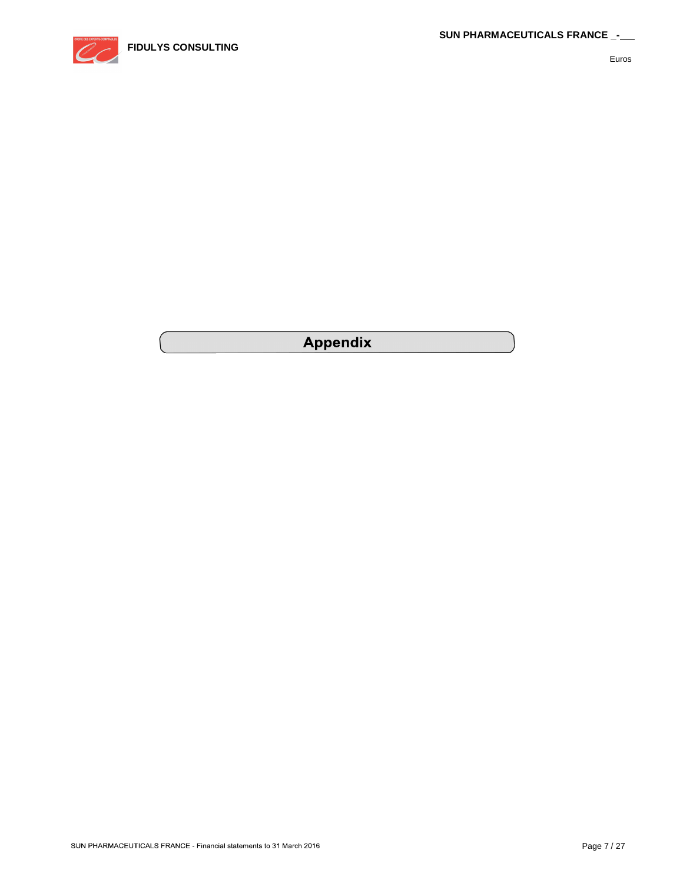# Appendix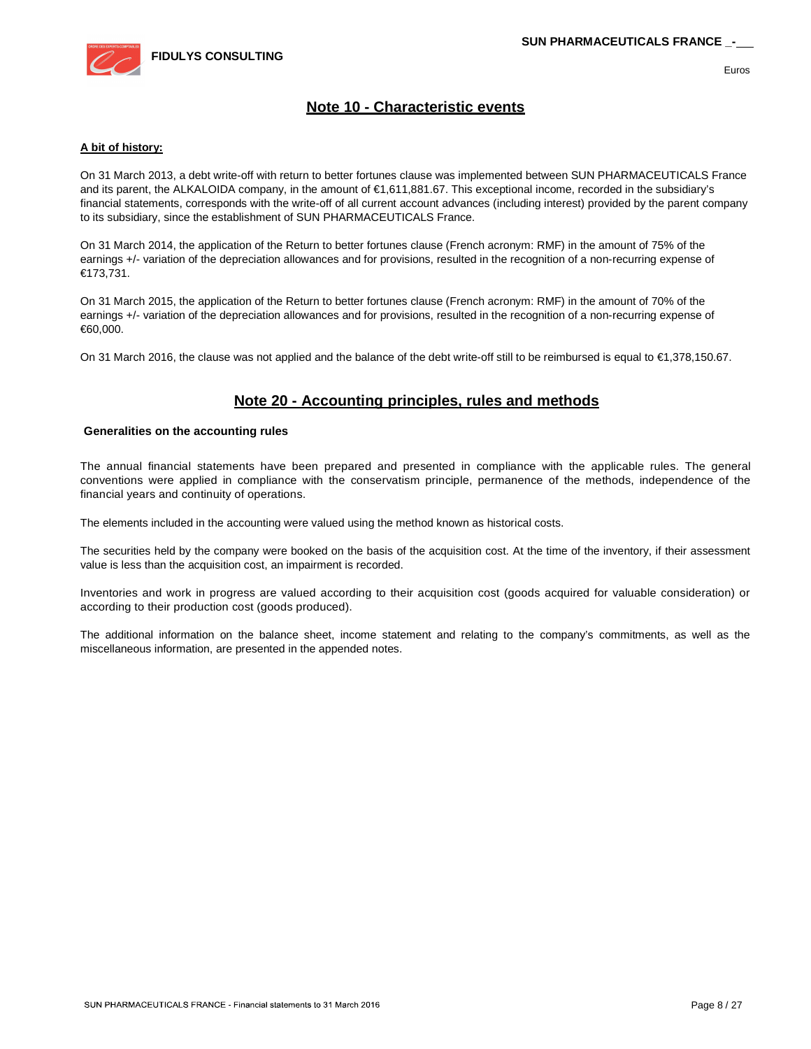## Note 10 - Characteristic events

**A bit of history:**

On 31 March 2013, a debt write-off with return to better fortunes clause was implemented between SUN PHARMACEUTICALS France and its parent, the ALKALOIDA company, in the amount of €1,611,881.67. This exceptional income, recorded in the subsidiary's financial statements, corresponds with the write-off of all current account advances (including interest) provided by the parent company to its subsidiary, since the establishment of SUN PHARMACEUTICALS France.

On 31 March 2014, the application of the Return to better fortunes clause (French acronym: RMF) in the amount of 75% of the earnings +/- variation of the depreciation allowances and for provisions, resulted in the recognition of a non-recurring expense of €173,731.

On 31 March 2015, the application of the Return to better fortunes clause (French acronym: RMF) in the amount of 70% of the earnings +/- variation of the depreciation allowances and for provisions, resulted in the recognition of a non-recurring expense of €60,000.

On 31 March 2016, the clause was not applied and the balance of the debt write-off still to be reimbursed is equal to €1,378,150.67.

## Note 20 - Accounting principles, rules and methods

**Generalities on the accounting rules**

The annual financial statements have been prepared and presented in compliance with the applicable rules. The general conventions were applied in compliance with the conservatism principle, permanence of the methods, independence of the financial years and continuity of operations.

The elements included in the accounting were valued using the method known as historical costs.

The securities held by the company were booked on the basis of the acquisition cost. At the time of the inventory, if their assessment value is less than the acquisition cost, an impairment is recorded.

Inventories and work in progress are valued according to their acquisition cost (goods acquired for valuable consideration) or according to their production cost (goods produced).

The additional information on the balance sheet, income statement and relating to the company's commitments, as well as the miscellaneous information, are presented in the appended notes.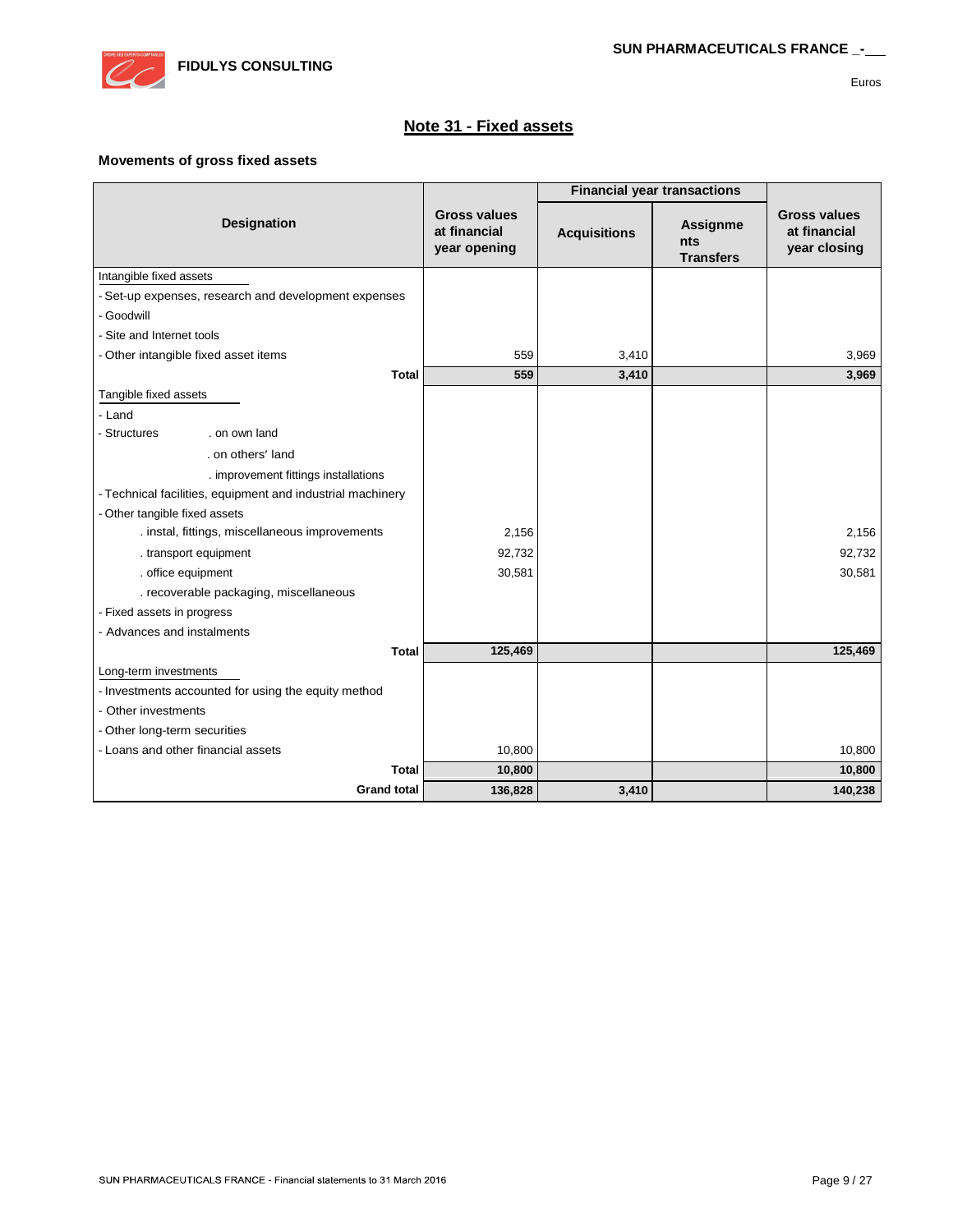Euros

## Note 31 - Fixed assets

### Movements of gross fixed assets

| Designation | Gross values at financial year opening | Financial year transactions | | Gross values at financial year closing |
|---|---|---|---|---|
| | | Acquisitions | Assignments Transfers | |
| Intangible fixed assets | | | | |
| - Set-up expenses, research and development expenses | | | | |
| - Goodwill | | | | |
| - Site and Internet tools | | | | |
| - Other intangible fixed asset items | 559 | 3,410 | | 3,969 |
| **Total** | **559** | **3,410** | | **3,969** |
| Tangible fixed assets | | | | |
| - Land | | | | |
| - Structures . on own land | | | | |
| . on others' land | | | | |
| . improvement fittings installations | | | | |
| - Technical facilities, equipment and industrial machinery | | | | |
| - Other tangible fixed assets | | | | |
| . instal, fittings, miscellaneous improvements | 2,156 | | | 2,156 |
| . transport equipment | 92,732 | | | 92,732 |
| . office equipment | 30,581 | | | 30,581 |
| . recoverable packaging, miscellaneous | | | | |
| - Fixed assets in progress | | | | |
| - Advances and instalments | | | | |
| **Total** | **125,469** | | | **125,469** |
| Long-term investments | | | | |
| - Investments accounted for using the equity method | | | | |
| - Other investments | | | | |
| - Other long-term securities | | | | |
| - Loans and other financial assets | 10,800 | | | 10,800 |
| **Total** | **10,800** | | | **10,800** |
| **Grand total** | **136,828** | **3,410** | | **140,238** |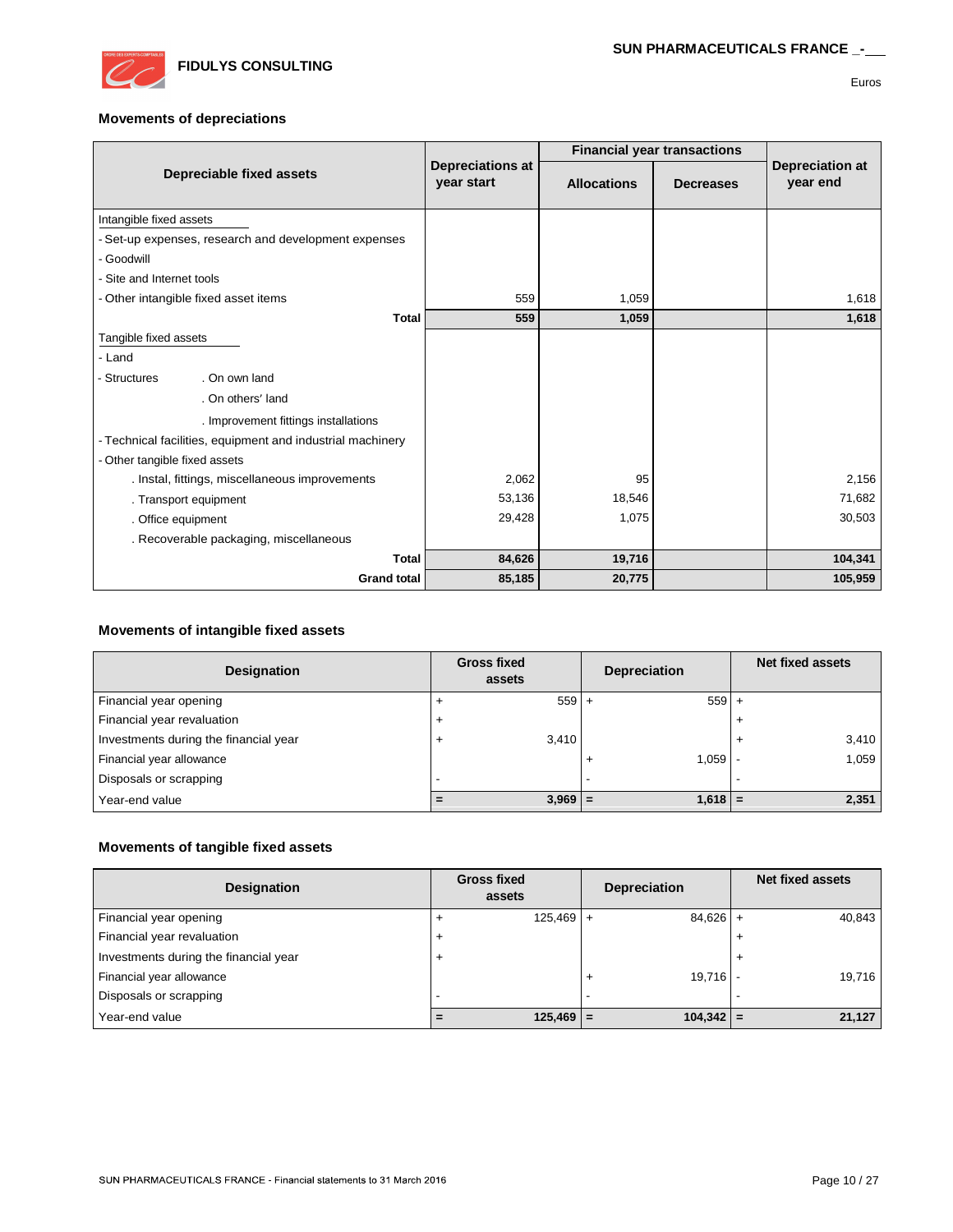Euros

## Movements of depreciations

| Depreciable fixed assets | Depreciations at year start | Financial year transactions | | Depreciation at year end |
|---|---|---|---|---|
| | | Allocations | Decreases | |
| Intangible fixed assets | | | | |
| - Set-up expenses, research and development expenses | | | | |
| - Goodwill | | | | |
| - Site and Internet tools | | | | |
| - Other intangible fixed asset items | 559 | 1,059 | | 1,618 |
| **Total** | **559** | **1,059** | | **1,618** |
| Tangible fixed assets | | | | |
| - Land | | | | |
| - Structures . On own land | | | | |
| . On others' land | | | | |
| . Improvement fittings installations | | | | |
| - Technical facilities, equipment and industrial machinery | | | | |
| - Other tangible fixed assets | | | | |
| . Instal, fittings, miscellaneous improvements | 2,062 | 95 | | 2,156 |
| . Transport equipment | 53,136 | 18,546 | | 71,682 |
| . Office equipment | 29,428 | 1,075 | | 30,503 |
| . Recoverable packaging, miscellaneous | | | | |
| **Total** | **84,626** | **19,716** | | **104,341** |
| **Grand total** | **85,185** | **20,775** | | **105,959** |

## Movements of intangible fixed assets

| Designation | Gross fixed assets | Depreciation | Net fixed assets |
|---|---|---|---|
| Financial year opening | + 559 | + 559 | + |
| Financial year revaluation | + | | + |
| Investments during the financial year | + 3,410 | | + 3,410 |
| Financial year allowance | | + 1,059 | - 1,059 |
| Disposals or scrapping | - | - | - |
| Year-end value | = **3,969** | = **1,618** | = **2,351** |

## Movements of tangible fixed assets

| Designation | Gross fixed assets | Depreciation | Net fixed assets |
|---|---|---|---|
| Financial year opening | + 125,469 | + 84,626 | + 40,843 |
| Financial year revaluation | + | | + |
| Investments during the financial year | + | | + |
| Financial year allowance | | + 19,716 | - 19,716 |
| Disposals or scrapping | - | - | - |
| Year-end value | = **125,469** | = **104,342** | = **21,127** |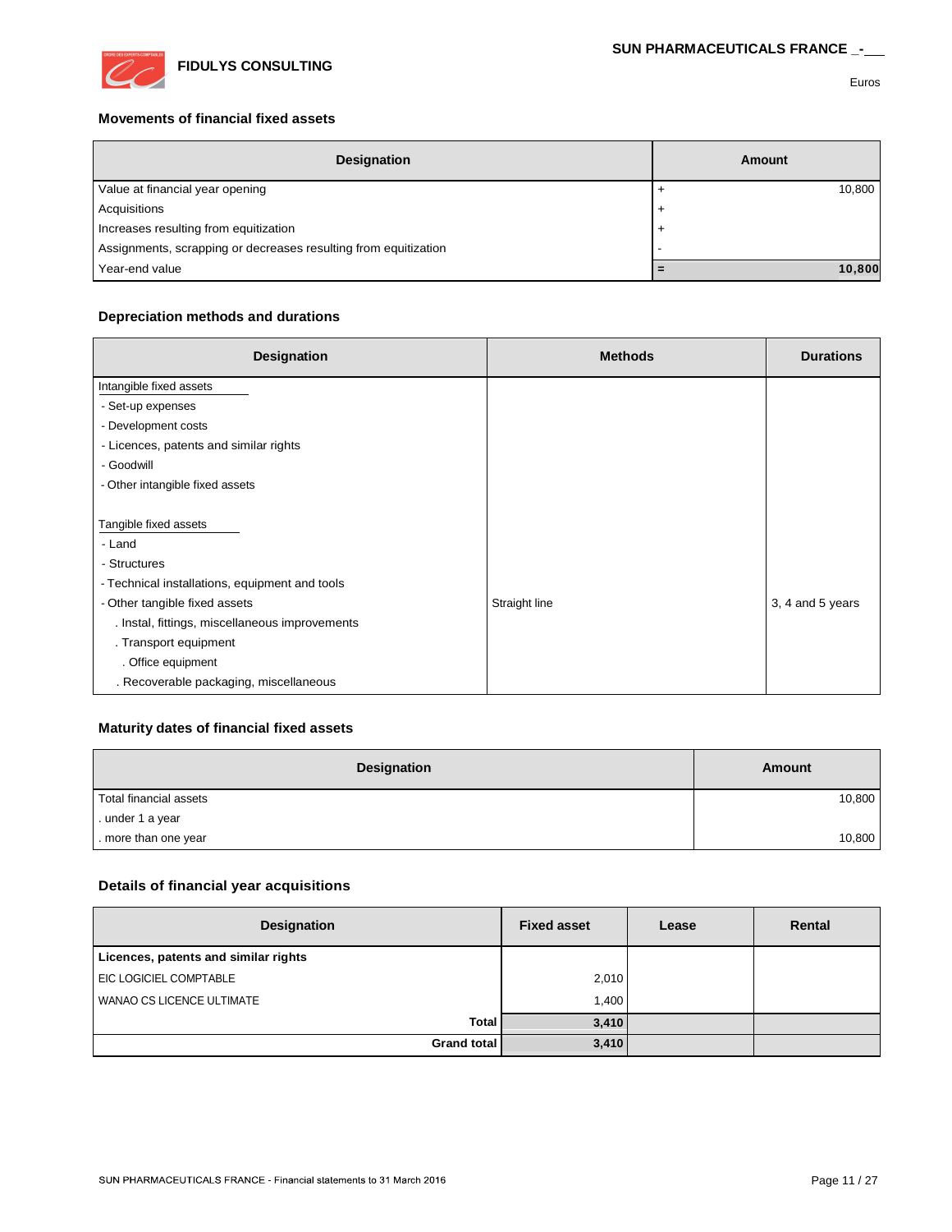FIDULYS CONSULTING

SUN PHARMACEUTICALS FRANCE _-___

Euros

### Movements of financial fixed assets

| Designation | | Amount |
|---|---|---|
| Value at financial year opening | + | 10,800 |
| Acquisitions | + | |
| Increases resulting from equitization | + | |
| Assignments, scrapping or decreases resulting from equitization | - | |
| Year-end value | = | **10,800** |

### Depreciation methods and durations

| Designation | Methods | Durations |
|---|---|---|
| Intangible fixed assets | | |
| - Set-up expenses | | |
| - Development costs | | |
| - Licences, patents and similar rights | | |
| - Goodwill | | |
| - Other intangible fixed assets | | |
| | | |
| Tangible fixed assets | | |
| - Land | | |
| - Structures | | |
| - Technical installations, equipment and tools | | |
| - Other tangible fixed assets | Straight line | 3, 4 and 5 years |
| . Instal, fittings, miscellaneous improvements | | |
| . Transport equipment | | |
| . Office equipment | | |
| . Recoverable packaging, miscellaneous | | |

### Maturity dates of financial fixed assets

| Designation | Amount |
|---|---|
| Total financial assets | 10,800 |
| . under 1 a year | |
| . more than one year | 10,800 |

### Details of financial year acquisitions

| Designation | Fixed asset | Lease | Rental |
|---|---|---|---|
| **Licences, patents and similar rights** | | | |
| EIC LOGICIEL COMPTABLE | 2,010 | | |
| WANAO CS LICENCE ULTIMATE | 1,400 | | |
| **Total** | **3,410** | | |
| **Grand total** | **3,410** | | |

SUN PHARMACEUTICALS FRANCE - Financial statements to 31 March 2016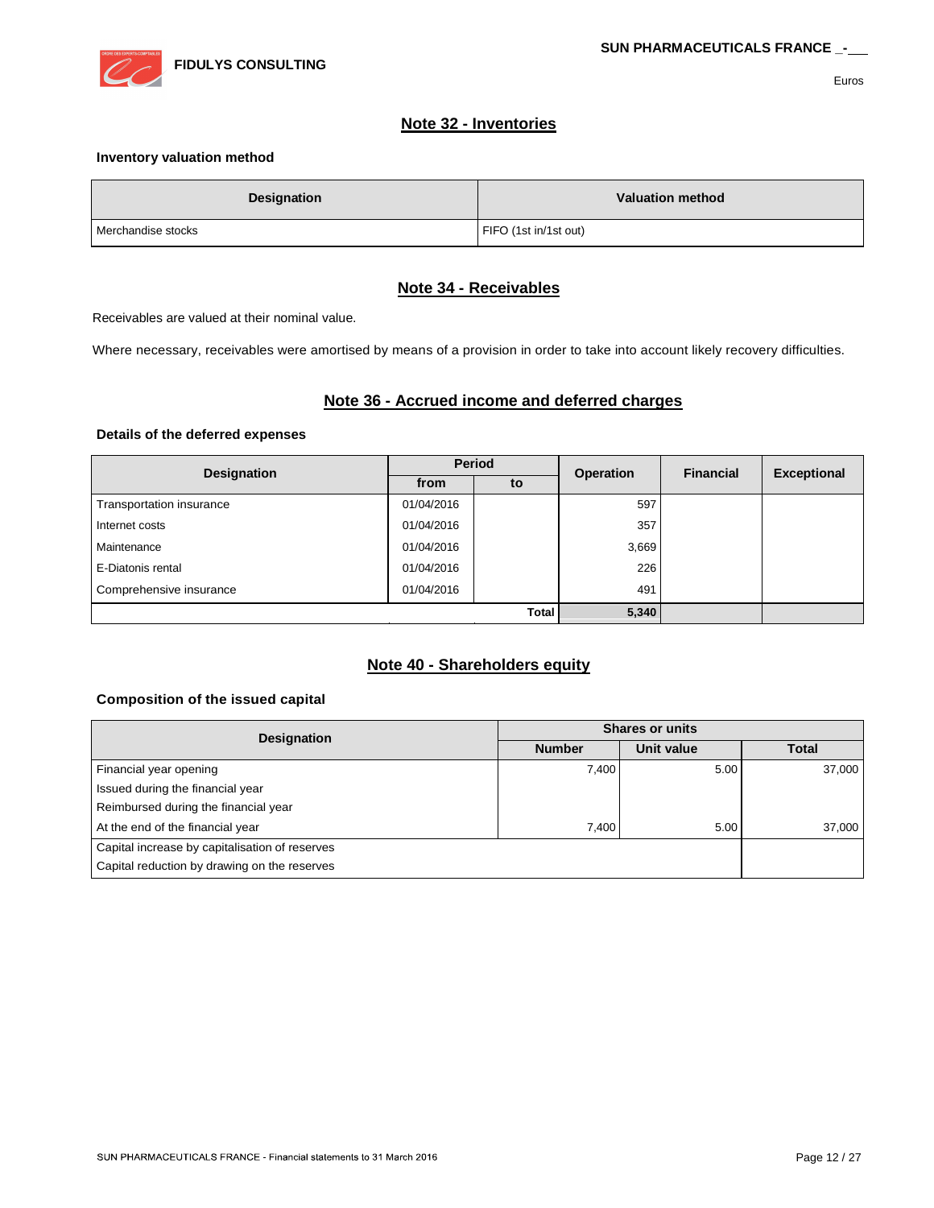## Note 32 - Inventories

**Inventory valuation method**

| Designation | Valuation method |
|---|---|
| Merchandise stocks | FIFO (1st in/1st out) |

## Note 34 - Receivables

Receivables are valued at their nominal value.

Where necessary, receivables were amortised by means of a provision in order to take into account likely recovery difficulties.

## Note 36 - Accrued income and deferred charges

**Details of the deferred expenses**

| Designation | Period | | Operation | Financial | Exceptional |
|---|---|---|---|---|---|
| | from | to | | | |
| Transportation insurance | 01/04/2016 | | 597 | | |
| Internet costs | 01/04/2016 | | 357 | | |
| Maintenance | 01/04/2016 | | 3,669 | | |
| E-Diatonis rental | 01/04/2016 | | 226 | | |
| Comprehensive insurance | 01/04/2016 | | 491 | | |
| | | Total | 5,340 | | |

## Note 40 - Shareholders equity

**Composition of the issued capital**

| Designation | Shares or units | | |
|---|---|---|---|
| | Number | Unit value | Total |
| Financial year opening | 7,400 | 5.00 | 37,000 |
| Issued during the financial year | | | |
| Reimbursed during the financial year | | | |
| At the end of the financial year | 7,400 | 5.00 | 37,000 |
| Capital increase by capitalisation of reserves | | | |
| Capital reduction by drawing on the reserves | | | |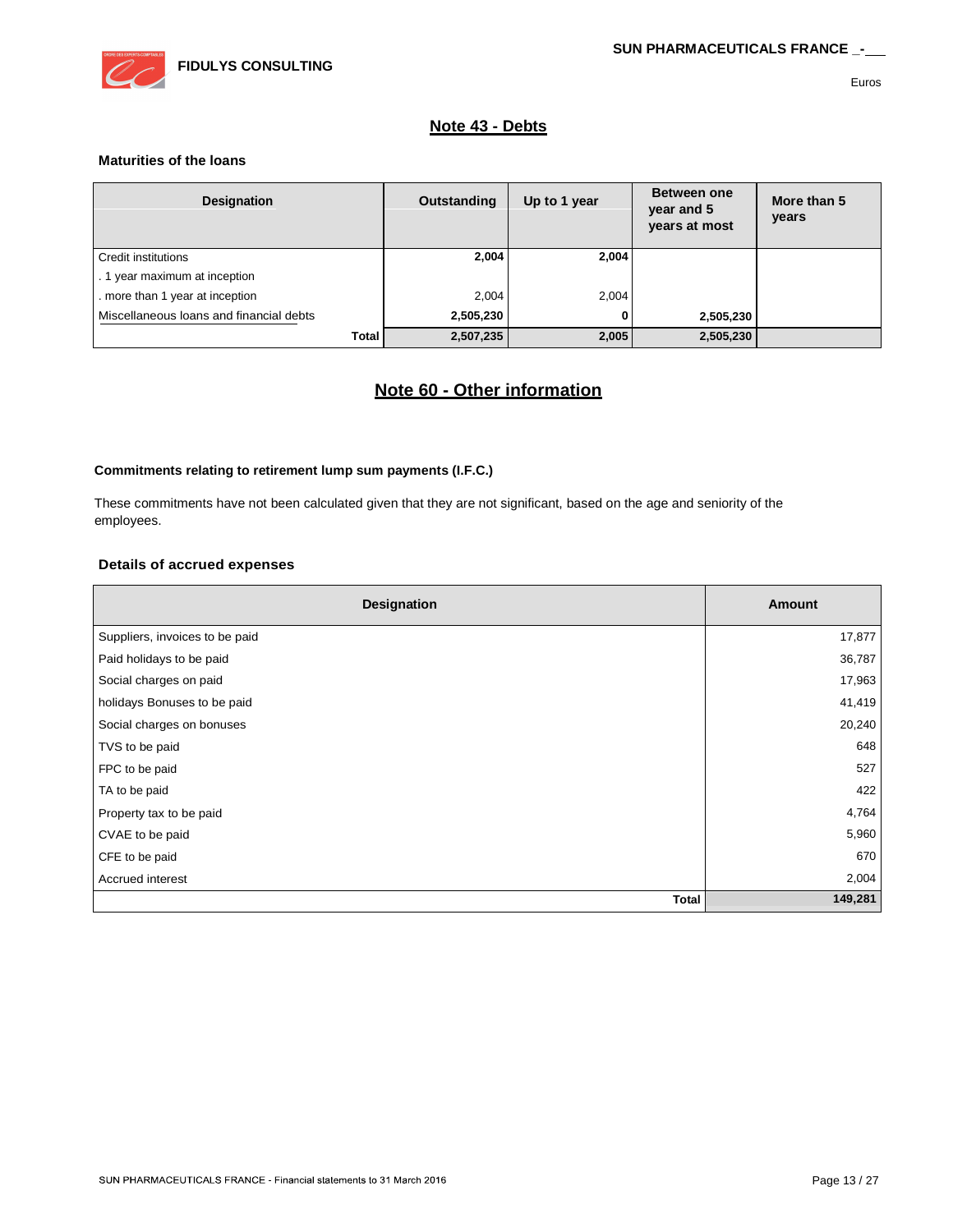## Note 43 - Debts

### Maturities of the loans

| Designation | Outstanding | Up to 1 year | Between one year and 5 years at most | More than 5 years |
|---|---|---|---|---|
| Credit institutions | **2,004** | **2,004** | | |
| . 1 year maximum at inception | | | | |
| . more than 1 year at inception | 2,004 | 2,004 | | |
| Miscellaneous loans and financial debts | **2,505,230** | **0** | **2,505,230** | |
| **Total** | **2,507,235** | **2,005** | **2,505,230** | |

## Note 60 - Other information

### Commitments relating to retirement lump sum payments (I.F.C.)

These commitments have not been calculated given that they are not significant, based on the age and seniority of the employees.

### Details of accrued expenses

| Designation | Amount |
|---|---|
| Suppliers, invoices to be paid | 17,877 |
| Paid holidays to be paid | 36,787 |
| Social charges on paid | 17,963 |
| holidays Bonuses to be paid | 41,419 |
| Social charges on bonuses | 20,240 |
| TVS to be paid | 648 |
| FPC to be paid | 527 |
| TA to be paid | 422 |
| Property tax to be paid | 4,764 |
| CVAE to be paid | 5,960 |
| CFE to be paid | 670 |
| Accrued interest | 2,004 |
| **Total** | **149,281** |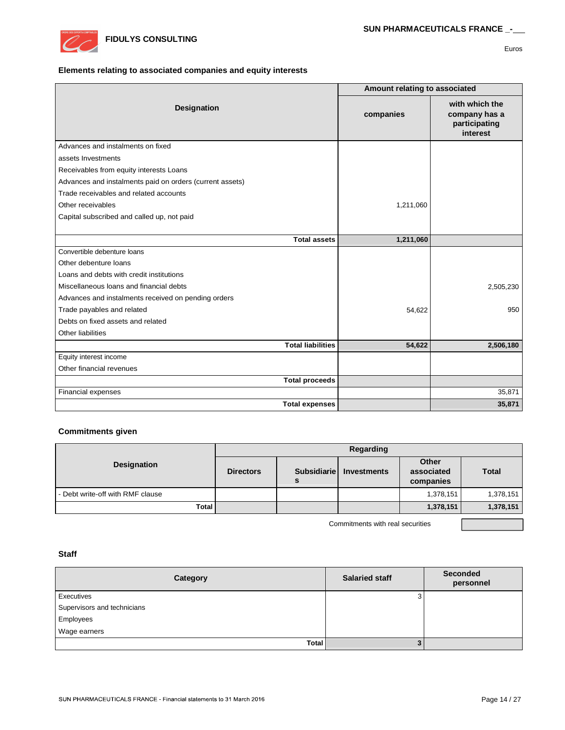### Elements relating to associated companies and equity interests

Euros

| Designation | Amount relating to associated companies | with which the company has a participating interest |
|---|---|---|
| Advances and instalments on fixed | | |
| assets Investments | | |
| Receivables from equity interests Loans | | |
| Advances and instalments paid on orders (current assets) | | |
| Trade receivables and related accounts | | |
| Other receivables | 1,211,060 | |
| Capital subscribed and called up, not paid | | |
| **Total assets** | **1,211,060** | |
| Convertible debenture loans | | |
| Other debenture loans | | |
| Loans and debts with credit institutions | | |
| Miscellaneous loans and financial debts | | 2,505,230 |
| Advances and instalments received on pending orders | | |
| Trade payables and related | 54,622 | 950 |
| Debts on fixed assets and related | | |
| Other liabilities | | |
| **Total liabilities** | **54,622** | **2,506,180** |
| Equity interest income | | |
| Other financial revenues | | |
| **Total proceeds** | | |
| Financial expenses | | 35,871 |
| **Total expenses** | | **35,871** |

### Commitments given

| Designation | Regarding Directors | Subsidiaries | Investments | Other associated companies | Total |
|---|---|---|---|---|---|
| - Debt write-off with RMF clause | | | | 1,378,151 | 1,378,151 |
| **Total** | | | | **1,378,151** | **1,378,151** |

Commitments with real securities

### Staff

| Category | Salaried staff | Seconded personnel |
|---|---|---|
| Executives | 3 | |
| Supervisors and technicians | | |
| Employees | | |
| Wage earners | | |
| **Total** | **3** | |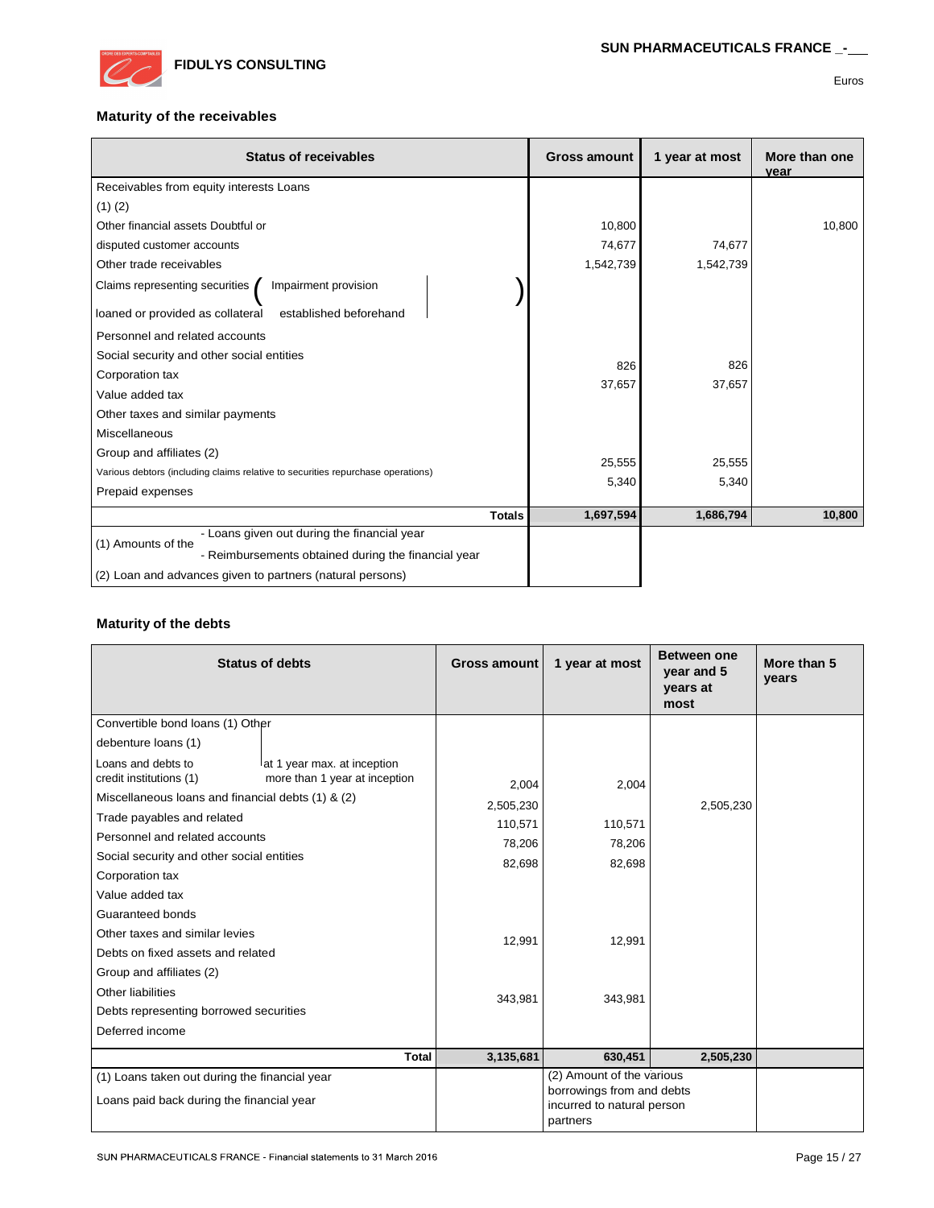Euros

### Maturity of the receivables

| Status of receivables | Gross amount | 1 year at most | More than one year |
|---|---|---|---|
| Receivables from equity interests Loans | | | |
| (1) (2) | | | |
| Other financial assets Doubtful or | 10,800 | | 10,800 |
| disputed customer accounts | 74,677 | 74,677 | |
| Other trade receivables | 1,542,739 | 1,542,739 | |
| Claims representing securities loaned or provided as collateral (Impairment provision established beforehand) | | | |
| Personnel and related accounts | | | |
| Social security and other social entities | | | |
| Corporation tax | 826 | 826 | |
| Value added tax | 37,657 | 37,657 | |
| Other taxes and similar payments | | | |
| Miscellaneous | | | |
| Group and affiliates (2) | | | |
| Various debtors (including claims relative to securities repurchase operations) | 25,555 | 25,555 | |
| Prepaid expenses | 5,340 | 5,340 | |
| **Totals** | **1,697,594** | **1,686,794** | **10,800** |
| (1) Amounts of the - Loans given out during the financial year | | | |
| (1) Amounts of the - Reimbursements obtained during the financial year | | | |
| (2) Loan and advances given to partners (natural persons) | | | |

### Maturity of the debts

| Status of debts | Gross amount | 1 year at most | Between one year and 5 years at most | More than 5 years |
|---|---|---|---|---|
| Convertible bond loans (1) | | | | |
| Other debenture loans (1) | | | | |
| Loans and debts to credit institutions (1) – at 1 year max. at inception | 2,004 | 2,004 | | |
| Loans and debts to credit institutions (1) – more than 1 year at inception | | | | |
| Miscellaneous loans and financial debts (1) & (2) | 2,505,230 | | 2,505,230 | |
| Trade payables and related | 110,571 | 110,571 | | |
| Personnel and related accounts | 78,206 | 78,206 | | |
| Social security and other social entities | 82,698 | 82,698 | | |
| Corporation tax | | | | |
| Value added tax | | | | |
| Guaranteed bonds | | | | |
| Other taxes and similar levies | 12,991 | 12,991 | | |
| Debts on fixed assets and related | | | | |
| Group and affiliates (2) | | | | |
| Other liabilities | 343,981 | 343,981 | | |
| Debts representing borrowed securities | | | | |
| Deferred income | | | | |
| **Total** | **3,135,681** | **630,451** | **2,505,230** | |
| (1) Loans taken out during the financial year | | (2) Amount of the various borrowings from and debts incurred to natural person partners | | |
| Loans paid back during the financial year | | | | |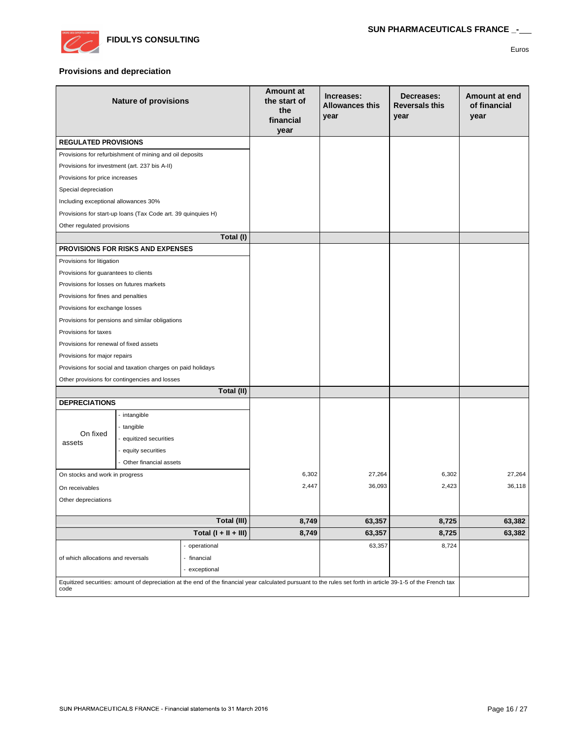## Provisions and depreciation

Euros

| Nature of provisions | | Amount at the start of the financial year | Increases: Allowances this year | Decreases: Reversals this year | Amount at end of financial year |
|---|---|---|---|---|---|
| **REGULATED PROVISIONS** | | | | | |
| Provisions for refurbishment of mining and oil deposits | | | | | |
| Provisions for investment (art. 237 bis A-II) | | | | | |
| Provisions for price increases | | | | | |
| Special depreciation | | | | | |
| Including exceptional allowances 30% | | | | | |
| Provisions for start-up loans (Tax Code art. 39 quinquies H) | | | | | |
| Other regulated provisions | | | | | |
| **Total (I)** | | | | | |
| **PROVISIONS FOR RISKS AND EXPENSES** | | | | | |
| Provisions for litigation | | | | | |
| Provisions for guarantees to clients | | | | | |
| Provisions for losses on futures markets | | | | | |
| Provisions for fines and penalties | | | | | |
| Provisions for exchange losses | | | | | |
| Provisions for pensions and similar obligations | | | | | |
| Provisions for taxes | | | | | |
| Provisions for renewal of fixed assets | | | | | |
| Provisions for major repairs | | | | | |
| Provisions for social and taxation charges on paid holidays | | | | | |
| Other provisions for contingencies and losses | | | | | |
| **Total (II)** | | | | | |
| **DEPRECIATIONS** | | | | | |
| On fixed assets | - intangible | | | | |
| | - tangible | | | | |
| | - equitized securities | | | | |
| | - equity securities | | | | |
| | - Other financial assets | | | | |
| On stocks and work in progress | | 6,302 | 27,264 | 6,302 | 27,264 |
| On receivables | | 2,447 | 36,093 | 2,423 | 36,118 |
| Other depreciations | | | | | |
| **Total (III)** | | **8,749** | **63,357** | **8,725** | **63,382** |
| **Total (I + II + III)** | | **8,749** | **63,357** | **8,725** | **63,382** |
| of which allocations and reversals | - operational | | 63,357 | 8,724 | |
| | - financial | | | | |
| | - exceptional | | | | |
| Equitized securities: amount of depreciation at the end of the financial year calculated pursuant to the rules set forth in article 39-1-5 of the French tax code | | | | | |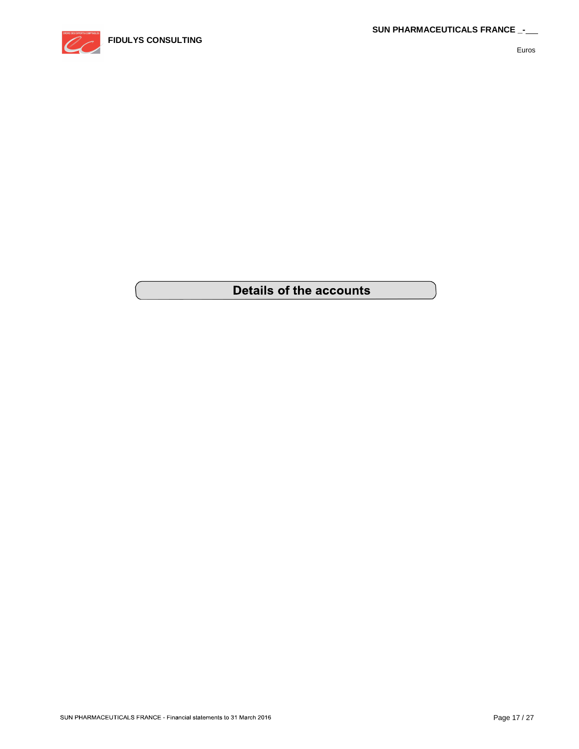# Details of the accounts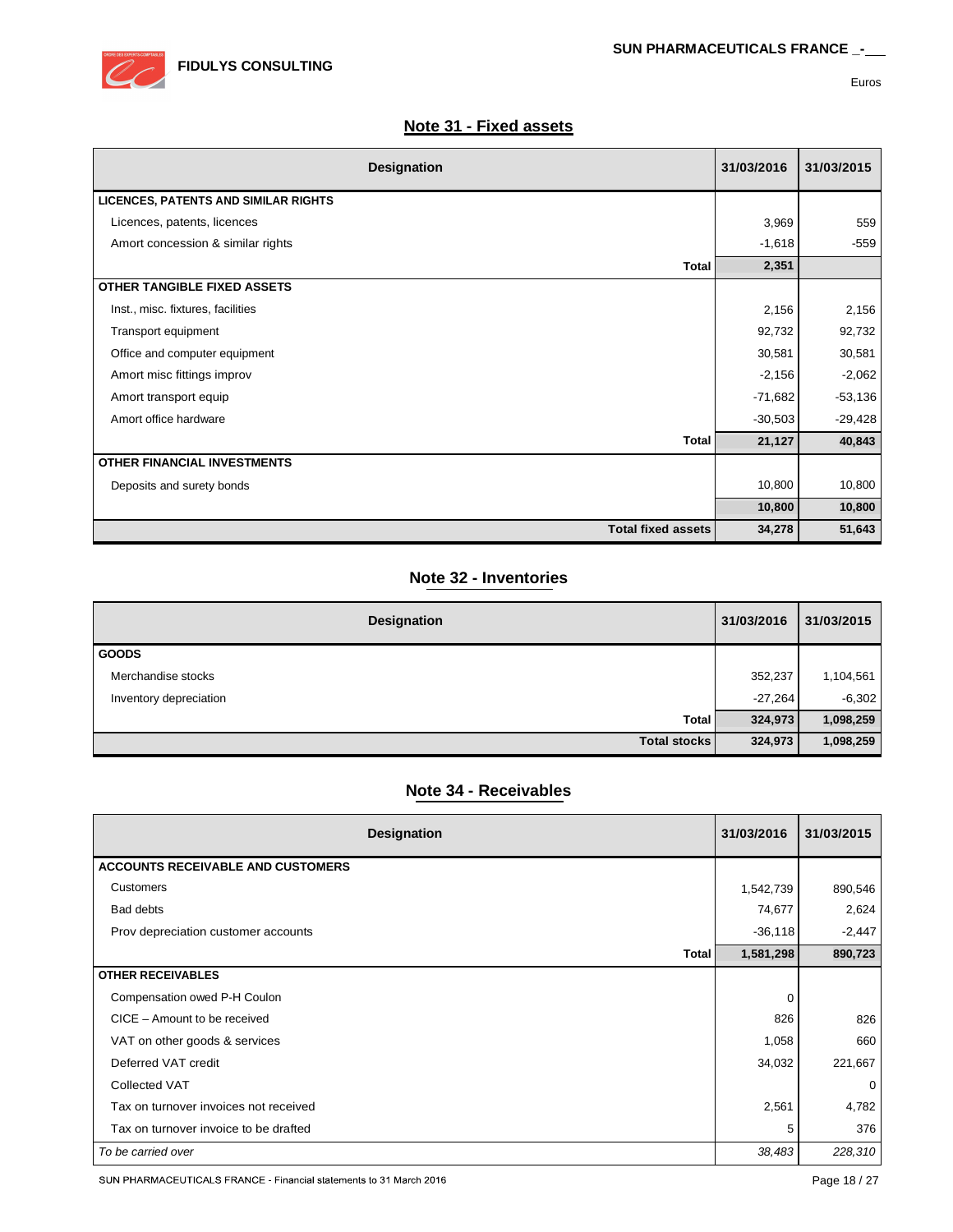Euros

## Note 31 - Fixed assets

| Designation | 31/03/2016 | 31/03/2015 |
|---|---|---|
| **LICENCES, PATENTS AND SIMILAR RIGHTS** | | |
| Licences, patents, licences | 3,969 | 559 |
| Amort concession & similar rights | -1,618 | -559 |
| **Total** | **2,351** | |
| **OTHER TANGIBLE FIXED ASSETS** | | |
| Inst., misc. fixtures, facilities | 2,156 | 2,156 |
| Transport equipment | 92,732 | 92,732 |
| Office and computer equipment | 30,581 | 30,581 |
| Amort misc fittings improv | -2,156 | -2,062 |
| Amort transport equip | -71,682 | -53,136 |
| Amort office hardware | -30,503 | -29,428 |
| **Total** | **21,127** | **40,843** |
| **OTHER FINANCIAL INVESTMENTS** | | |
| Deposits and surety bonds | 10,800 | 10,800 |
| | **10,800** | **10,800** |
| **Total fixed assets** | **34,278** | **51,643** |

## Note 32 - Inventories

| Designation | 31/03/2016 | 31/03/2015 |
|---|---|---|
| **GOODS** | | |
| Merchandise stocks | 352,237 | 1,104,561 |
| Inventory depreciation | -27,264 | -6,302 |
| **Total** | **324,973** | **1,098,259** |
| **Total stocks** | **324,973** | **1,098,259** |

## Note 34 - Receivables

| Designation | 31/03/2016 | 31/03/2015 |
|---|---|---|
| **ACCOUNTS RECEIVABLE AND CUSTOMERS** | | |
| Customers | 1,542,739 | 890,546 |
| Bad debts | 74,677 | 2,624 |
| Prov depreciation customer accounts | -36,118 | -2,447 |
| **Total** | **1,581,298** | **890,723** |
| **OTHER RECEIVABLES** | | |
| Compensation owed P-H Coulon | 0 | |
| CICE – Amount to be received | 826 | 826 |
| VAT on other goods & services | 1,058 | 660 |
| Deferred VAT credit | 34,032 | 221,667 |
| Collected VAT | | 0 |
| Tax on turnover invoices not received | 2,561 | 4,782 |
| Tax on turnover invoice to be drafted | 5 | 376 |
| *To be carried over* | *38,483* | *228,310* |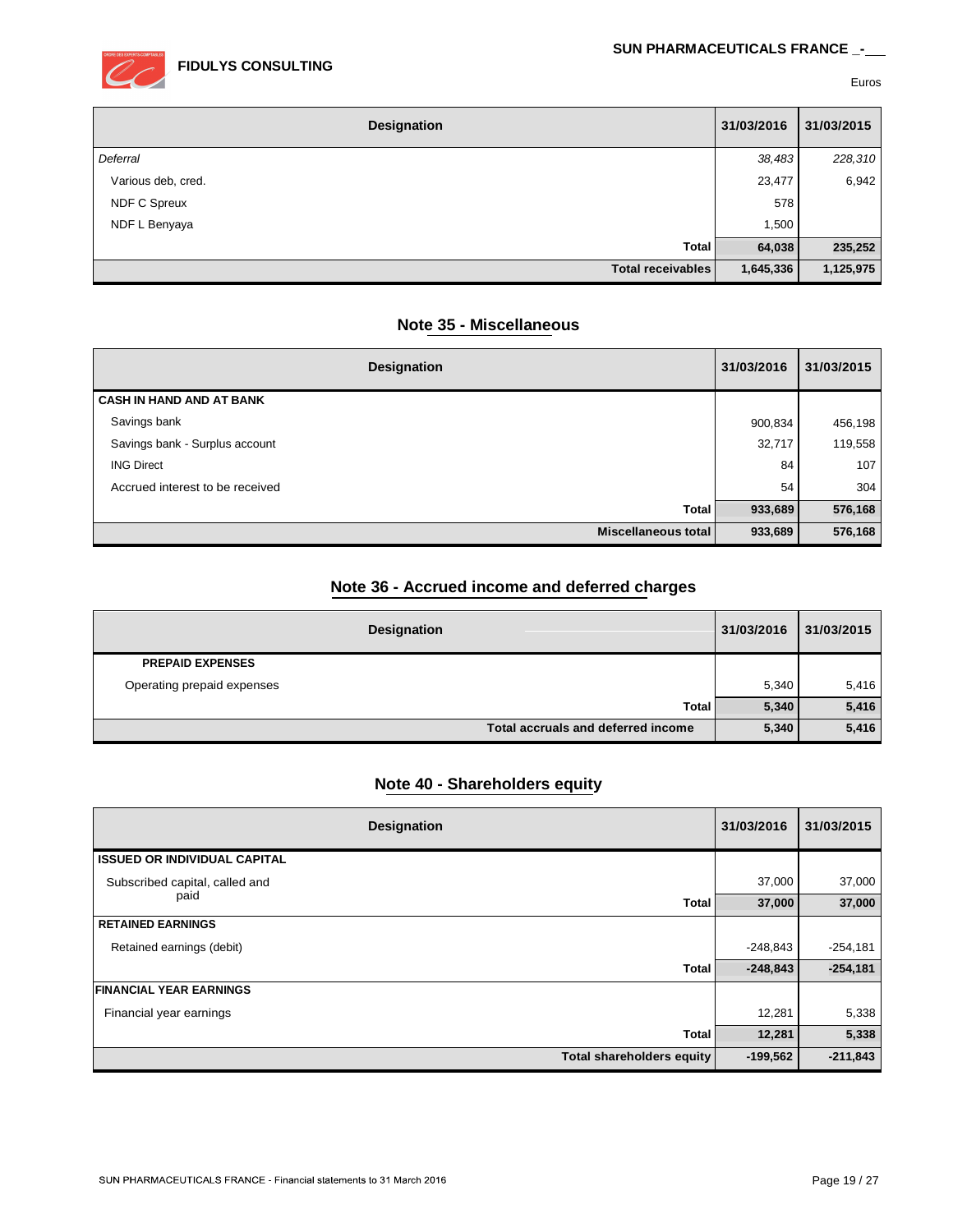Euros

| Designation | 31/03/2016 | 31/03/2015 |
|---|---|---|
| *Deferral* | *38,483* | *228,310* |
| Various deb, cred. | 23,477 | 6,942 |
| NDF C Spreux | 578 | |
| NDF L Benyaya | 1,500 | |
| **Total** | **64,038** | **235,252** |
| **Total receivables** | **1,645,336** | **1,125,975** |

## Note 35 - Miscellaneous

| Designation | 31/03/2016 | 31/03/2015 |
|---|---|---|
| **CASH IN HAND AND AT BANK** | | |
| Savings bank | 900,834 | 456,198 |
| Savings bank - Surplus account | 32,717 | 119,558 |
| ING Direct | 84 | 107 |
| Accrued interest to be received | 54 | 304 |
| **Total** | **933,689** | **576,168** |
| **Miscellaneous total** | **933,689** | **576,168** |

## Note 36 - Accrued income and deferred charges

| Designation | 31/03/2016 | 31/03/2015 |
|---|---|---|
| **PREPAID EXPENSES** | | |
| Operating prepaid expenses | 5,340 | 5,416 |
| **Total** | **5,340** | **5,416** |
| **Total accruals and deferred income** | **5,340** | **5,416** |

## Note 40 - Shareholders equity

| Designation | 31/03/2016 | 31/03/2015 |
|---|---|---|
| **ISSUED OR INDIVIDUAL CAPITAL** | | |
| Subscribed capital, called and paid | 37,000 | 37,000 |
| **Total** | **37,000** | **37,000** |
| **RETAINED EARNINGS** | | |
| Retained earnings (debit) | -248,843 | -254,181 |
| **Total** | **-248,843** | **-254,181** |
| **FINANCIAL YEAR EARNINGS** | | |
| Financial year earnings | 12,281 | 5,338 |
| **Total** | **12,281** | **5,338** |
| **Total shareholders equity** | **-199,562** | **-211,843** |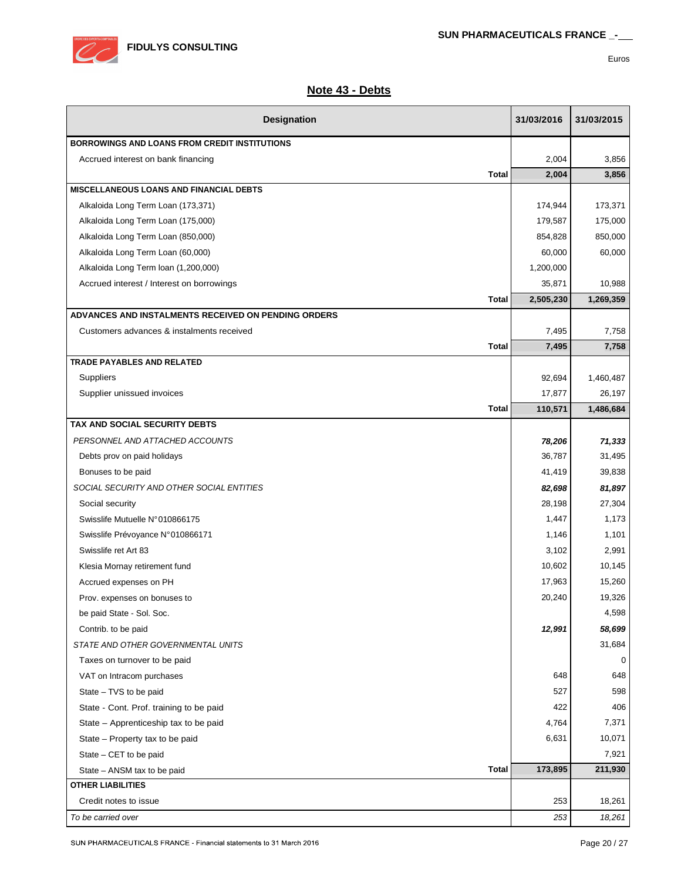## Note 43 - Debts

| Designation | 31/03/2016 | 31/03/2015 |
|---|---|---|
| **BORROWINGS AND LOANS FROM CREDIT INSTITUTIONS** | | |
| Accrued interest on bank financing | 2,004 | 3,856 |
| **Total** | **2,004** | **3,856** |
| **MISCELLANEOUS LOANS AND FINANCIAL DEBTS** | | |
| Alkaloida Long Term Loan (173,371) | 174,944 | 173,371 |
| Alkaloida Long Term Loan (175,000) | 179,587 | 175,000 |
| Alkaloida Long Term Loan (850,000) | 854,828 | 850,000 |
| Alkaloida Long Term Loan (60,000) | 60,000 | 60,000 |
| Alkaloida Long Term loan (1,200,000) | 1,200,000 | |
| Accrued interest / Interest on borrowings | 35,871 | 10,988 |
| **Total** | **2,505,230** | **1,269,359** |
| **ADVANCES AND INSTALMENTS RECEIVED ON PENDING ORDERS** | | |
| Customers advances & instalments received | 7,495 | 7,758 |
| **Total** | **7,495** | **7,758** |
| **TRADE PAYABLES AND RELATED** | | |
| Suppliers | 92,694 | 1,460,487 |
| Supplier unissued invoices | 17,877 | 26,197 |
| **Total** | **110,571** | **1,486,684** |
| **TAX AND SOCIAL SECURITY DEBTS** | | |
| *PERSONNEL AND ATTACHED ACCOUNTS* | ***78,206*** | ***71,333*** |
| Debts prov on paid holidays | 36,787 | 31,495 |
| Bonuses to be paid | 41,419 | 39,838 |
| *SOCIAL SECURITY AND OTHER SOCIAL ENTITIES* | ***82,698*** | ***81,897*** |
| Social security | 28,198 | 27,304 |
| Swisslife Mutuelle N°010866175 | 1,447 | 1,173 |
| Swisslife Prévoyance N°010866171 | 1,146 | 1,101 |
| Swisslife ret Art 83 | 3,102 | 2,991 |
| Klesia Mornay retirement fund | 10,602 | 10,145 |
| Accrued expenses on PH | 17,963 | 15,260 |
| Prov. expenses on bonuses to | 20,240 | 19,326 |
| be paid State - Sol. Soc. | | 4,598 |
| Contrib. to be paid | ***12,991*** | ***58,699*** |
| *STATE AND OTHER GOVERNMENTAL UNITS* | | 31,684 |
| Taxes on turnover to be paid | | 0 |
| VAT on Intracom purchases | 648 | 648 |
| State – TVS to be paid | 527 | 598 |
| State - Cont. Prof. training to be paid | 422 | 406 |
| State – Apprenticeship tax to be paid | 4,764 | 7,371 |
| State – Property tax to be paid | 6,631 | 10,071 |
| State – CET to be paid | | 7,921 |
| State – ANSM tax to be paid **Total** | **173,895** | **211,930** |
| **OTHER LIABILITIES** | | |
| Credit notes to issue | 253 | 18,261 |
| *To be carried over* | *253* | *18,261* |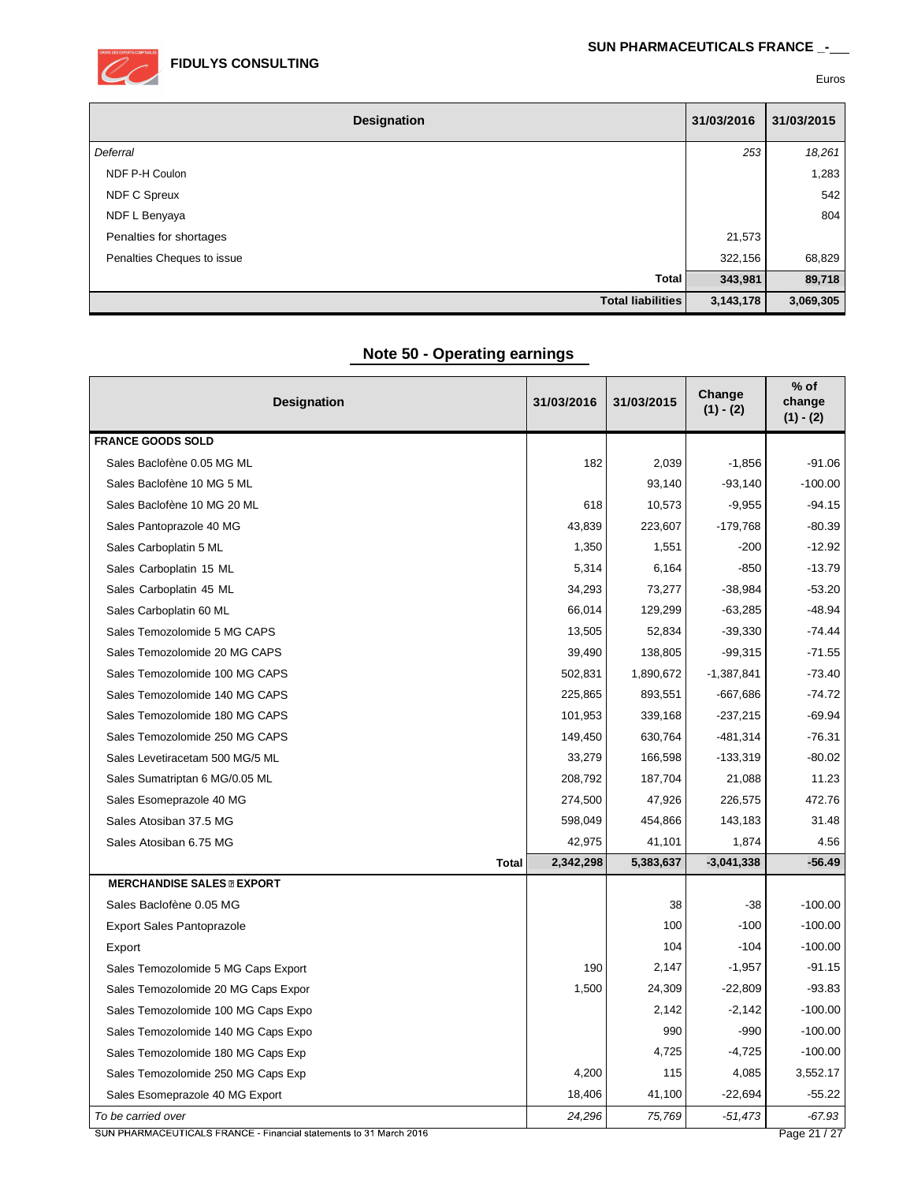Euros

| Designation | 31/03/2016 | 31/03/2015 |
|---|---|---|
| *Deferral* | *253* | *18,261* |
| NDF P-H Coulon | | 1,283 |
| NDF C Spreux | | 542 |
| NDF L Benyaya | | 804 |
| Penalties for shortages | 21,573 | |
| Penalties Cheques to issue | 322,156 | 68,829 |
| **Total** | **343,981** | **89,718** |
| **Total liabilities** | **3,143,178** | **3,069,305** |

## Note 50 - Operating earnings

| Designation | 31/03/2016 | 31/03/2015 | Change (1) - (2) | % of change (1) - (2) |
|---|---|---|---|---|
| **FRANCE GOODS SOLD** | | | | |
| Sales Baclofène 0.05 MG ML | 182 | 2,039 | -1,856 | -91.06 |
| Sales Baclofène 10 MG 5 ML | | 93,140 | -93,140 | -100.00 |
| Sales Baclofène 10 MG 20 ML | 618 | 10,573 | -9,955 | -94.15 |
| Sales Pantoprazole 40 MG | 43,839 | 223,607 | -179,768 | -80.39 |
| Sales Carboplatin 5 ML | 1,350 | 1,551 | -200 | -12.92 |
| Sales Carboplatin 15 ML | 5,314 | 6,164 | -850 | -13.79 |
| Sales Carboplatin 45 ML | 34,293 | 73,277 | -38,984 | -53.20 |
| Sales Carboplatin 60 ML | 66,014 | 129,299 | -63,285 | -48.94 |
| Sales Temozolomide 5 MG CAPS | 13,505 | 52,834 | -39,330 | -74.44 |
| Sales Temozolomide 20 MG CAPS | 39,490 | 138,805 | -99,315 | -71.55 |
| Sales Temozolomide 100 MG CAPS | 502,831 | 1,890,672 | -1,387,841 | -73.40 |
| Sales Temozolomide 140 MG CAPS | 225,865 | 893,551 | -667,686 | -74.72 |
| Sales Temozolomide 180 MG CAPS | 101,953 | 339,168 | -237,215 | -69.94 |
| Sales Temozolomide 250 MG CAPS | 149,450 | 630,764 | -481,314 | -76.31 |
| Sales Levetiracetam 500 MG/5 ML | 33,279 | 166,598 | -133,319 | -80.02 |
| Sales Sumatriptan 6 MG/0.05 ML | 208,792 | 187,704 | 21,088 | 11.23 |
| Sales Esomeprazole 40 MG | 274,500 | 47,926 | 226,575 | 472.76 |
| Sales Atosiban 37.5 MG | 598,049 | 454,866 | 143,183 | 31.48 |
| Sales Atosiban 6.75 MG | 42,975 | 41,101 | 1,874 | 4.56 |
| **Total** | **2,342,298** | **5,383,637** | **-3,041,338** | **-56.49** |
| **MERCHANDISE SALES EXPORT** | | | | |
| Sales Baclofène 0.05 MG | | 38 | -38 | -100.00 |
| Export Sales Pantoprazole | | 100 | -100 | -100.00 |
| Export | | 104 | -104 | -100.00 |
| Sales Temozolomide 5 MG Caps Export | 190 | 2,147 | -1,957 | -91.15 |
| Sales Temozolomide 20 MG Caps Expor | 1,500 | 24,309 | -22,809 | -93.83 |
| Sales Temozolomide 100 MG Caps Expo | | 2,142 | -2,142 | -100.00 |
| Sales Temozolomide 140 MG Caps Expo | | 990 | -990 | -100.00 |
| Sales Temozolomide 180 MG Caps Exp | | 4,725 | -4,725 | -100.00 |
| Sales Temozolomide 250 MG Caps Exp | 4,200 | 115 | 4,085 | 3,552.17 |
| Sales Esomeprazole 40 MG Export | 18,406 | 41,100 | -22,694 | -55.22 |
| *To be carried over* | *24,296* | *75,769* | *-51,473* | *-67.93* |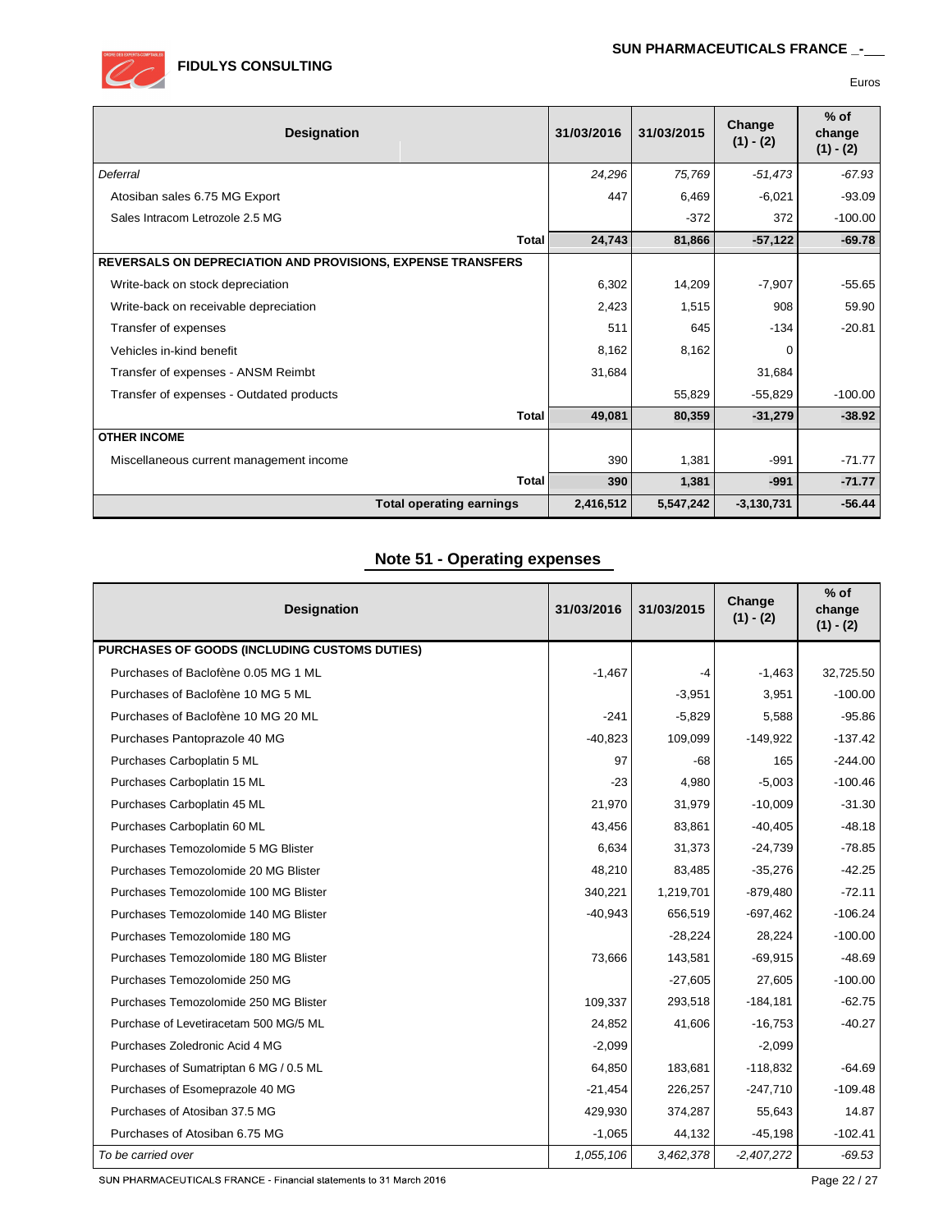Euros

| Designation | 31/03/2016 | 31/03/2015 | Change (1) - (2) | % of change (1) - (2) |
|---|---|---|---|---|
| *Deferral* | *24,296* | *75,769* | *-51,473* | *-67.93* |
| Atosiban sales 6.75 MG Export | 447 | 6,469 | -6,021 | -93.09 |
| Sales Intracom Letrozole 2.5 MG | | -372 | 372 | -100.00 |
| **Total** | **24,743** | **81,866** | **-57,122** | **-69.78** |
| **REVERSALS ON DEPRECIATION AND PROVISIONS, EXPENSE TRANSFERS** | | | | |
| Write-back on stock depreciation | 6,302 | 14,209 | -7,907 | -55.65 |
| Write-back on receivable depreciation | 2,423 | 1,515 | 908 | 59.90 |
| Transfer of expenses | 511 | 645 | -134 | -20.81 |
| Vehicles in-kind benefit | 8,162 | 8,162 | 0 | |
| Transfer of expenses - ANSM Reimbt | 31,684 | | 31,684 | |
| Transfer of expenses - Outdated products | | 55,829 | -55,829 | -100.00 |
| **Total** | **49,081** | **80,359** | **-31,279** | **-38.92** |
| **OTHER INCOME** | | | | |
| Miscellaneous current management income | 390 | 1,381 | -991 | -71.77 |
| **Total** | **390** | **1,381** | **-991** | **-71.77** |
| **Total operating earnings** | **2,416,512** | **5,547,242** | **-3,130,731** | **-56.44** |

## Note 51 - Operating expenses

| Designation | 31/03/2016 | 31/03/2015 | Change (1) - (2) | % of change (1) - (2) |
|---|---|---|---|---|
| **PURCHASES OF GOODS (INCLUDING CUSTOMS DUTIES)** | | | | |
| Purchases of Baclofène 0.05 MG 1 ML | -1,467 | -4 | -1,463 | 32,725.50 |
| Purchases of Baclofène 10 MG 5 ML | | -3,951 | 3,951 | -100.00 |
| Purchases of Baclofène 10 MG 20 ML | -241 | -5,829 | 5,588 | -95.86 |
| Purchases Pantoprazole 40 MG | -40,823 | 109,099 | -149,922 | -137.42 |
| Purchases Carboplatin 5 ML | 97 | -68 | 165 | -244.00 |
| Purchases Carboplatin 15 ML | -23 | 4,980 | -5,003 | -100.46 |
| Purchases Carboplatin 45 ML | 21,970 | 31,979 | -10,009 | -31.30 |
| Purchases Carboplatin 60 ML | 43,456 | 83,861 | -40,405 | -48.18 |
| Purchases Temozolomide 5 MG Blister | 6,634 | 31,373 | -24,739 | -78.85 |
| Purchases Temozolomide 20 MG Blister | 48,210 | 83,485 | -35,276 | -42.25 |
| Purchases Temozolomide 100 MG Blister | 340,221 | 1,219,701 | -879,480 | -72.11 |
| Purchases Temozolomide 140 MG Blister | -40,943 | 656,519 | -697,462 | -106.24 |
| Purchases Temozolomide 180 MG | | -28,224 | 28,224 | -100.00 |
| Purchases Temozolomide 180 MG Blister | 73,666 | 143,581 | -69,915 | -48.69 |
| Purchases Temozolomide 250 MG | | -27,605 | 27,605 | -100.00 |
| Purchases Temozolomide 250 MG Blister | 109,337 | 293,518 | -184,181 | -62.75 |
| Purchase of Levetiracetam 500 MG/5 ML | 24,852 | 41,606 | -16,753 | -40.27 |
| Purchases Zoledronic Acid 4 MG | -2,099 | | -2,099 | |
| Purchases of Sumatriptan 6 MG / 0.5 ML | 64,850 | 183,681 | -118,832 | -64.69 |
| Purchases of Esomeprazole 40 MG | -21,454 | 226,257 | -247,710 | -109.48 |
| Purchases of Atosiban 37.5 MG | 429,930 | 374,287 | 55,643 | 14.87 |
| Purchases of Atosiban 6.75 MG | -1,065 | 44,132 | -45,198 | -102.41 |
| *To be carried over* | *1,055,106* | *3,462,378* | *-2,407,272* | *-69.53* |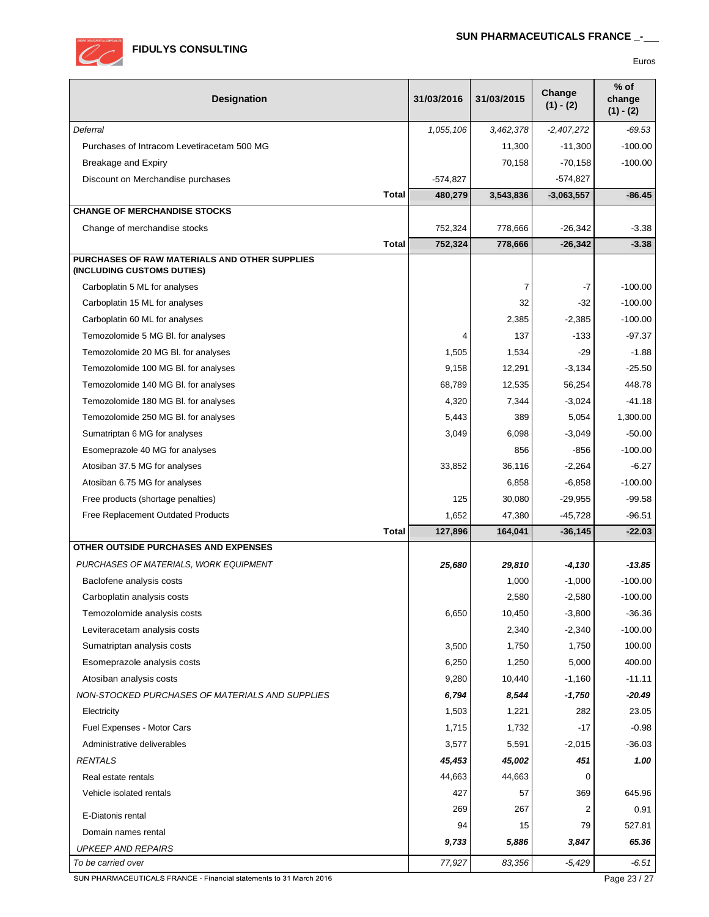Euros

| Designation | 31/03/2016 | 31/03/2015 | Change (1) - (2) | % of change (1) - (2) |
|---|---|---|---|---|
| *Deferral* | *1,055,106* | *3,462,378* | *-2,407,272* | *-69.53* |
| Purchases of Intracom Levetiracetam 500 MG | | 11,300 | -11,300 | -100.00 |
| Breakage and Expiry | | 70,158 | -70,158 | -100.00 |
| Discount on Merchandise purchases | -574,827 | | -574,827 | |
| **Total** | **480,279** | **3,543,836** | **-3,063,557** | **-86.45** |
| **CHANGE OF MERCHANDISE STOCKS** | | | | |
| Change of merchandise stocks | 752,324 | 778,666 | -26,342 | -3.38 |
| **Total** | **752,324** | **778,666** | **-26,342** | **-3.38** |
| **PURCHASES OF RAW MATERIALS AND OTHER SUPPLIES (INCLUDING CUSTOMS DUTIES)** | | | | |
| Carboplatin 5 ML for analyses | | 7 | -7 | -100.00 |
| Carboplatin 15 ML for analyses | | 32 | -32 | -100.00 |
| Carboplatin 60 ML for analyses | | 2,385 | -2,385 | -100.00 |
| Temozolomide 5 MG Bl. for analyses | 4 | 137 | -133 | -97.37 |
| Temozolomide 20 MG Bl. for analyses | 1,505 | 1,534 | -29 | -1.88 |
| Temozolomide 100 MG Bl. for analyses | 9,158 | 12,291 | -3,134 | -25.50 |
| Temozolomide 140 MG Bl. for analyses | 68,789 | 12,535 | 56,254 | 448.78 |
| Temozolomide 180 MG Bl. for analyses | 4,320 | 7,344 | -3,024 | -41.18 |
| Temozolomide 250 MG Bl. for analyses | 5,443 | 389 | 5,054 | 1,300.00 |
| Sumatriptan 6 MG for analyses | 3,049 | 6,098 | -3,049 | -50.00 |
| Esomeprazole 40 MG for analyses | | 856 | -856 | -100.00 |
| Atosiban 37.5 MG for analyses | 33,852 | 36,116 | -2,264 | -6.27 |
| Atosiban 6.75 MG for analyses | | 6,858 | -6,858 | -100.00 |
| Free products (shortage penalties) | 125 | 30,080 | -29,955 | -99.58 |
| Free Replacement Outdated Products | 1,652 | 47,380 | -45,728 | -96.51 |
| **Total** | **127,896** | **164,041** | **-36,145** | **-22.03** |
| **OTHER OUTSIDE PURCHASES AND EXPENSES** | | | | |
| *PURCHASES OF MATERIALS, WORK EQUIPMENT* | ***25,680*** | ***29,810*** | ***-4,130*** | ***-13.85*** |
| Baclofene analysis costs | | 1,000 | -1,000 | -100.00 |
| Carboplatin analysis costs | | 2,580 | -2,580 | -100.00 |
| Temozolomide analysis costs | 6,650 | 10,450 | -3,800 | -36.36 |
| Leviteracetam analysis costs | | 2,340 | -2,340 | -100.00 |
| Sumatriptan analysis costs | 3,500 | 1,750 | 1,750 | 100.00 |
| Esomeprazole analysis costs | 6,250 | 1,250 | 5,000 | 400.00 |
| Atosiban analysis costs | 9,280 | 10,440 | -1,160 | -11.11 |
| *NON-STOCKED PURCHASES OF MATERIALS AND SUPPLIES* | ***6,794*** | ***8,544*** | ***-1,750*** | ***-20.49*** |
| Electricity | 1,503 | 1,221 | 282 | 23.05 |
| Fuel Expenses - Motor Cars | 1,715 | 1,732 | -17 | -0.98 |
| Administrative deliverables | 3,577 | 5,591 | -2,015 | -36.03 |
| *RENTALS* | ***45,453*** | ***45,002*** | ***451*** | ***1.00*** |
| Real estate rentals | 44,663 | 44,663 | 0 | |
| Vehicle isolated rentals | 427 | 57 | 369 | 645.96 |
| E-Diatonis rental | 269 | 267 | 2 | 0.91 |
| Domain names rental | 94 | 15 | 79 | 527.81 |
| *UPKEEP AND REPAIRS* | ***9,733*** | ***5,886*** | ***3,847*** | ***65.36*** |
| *To be carried over* | *77,927* | *83,356* | *-5,429* | *-6.51* |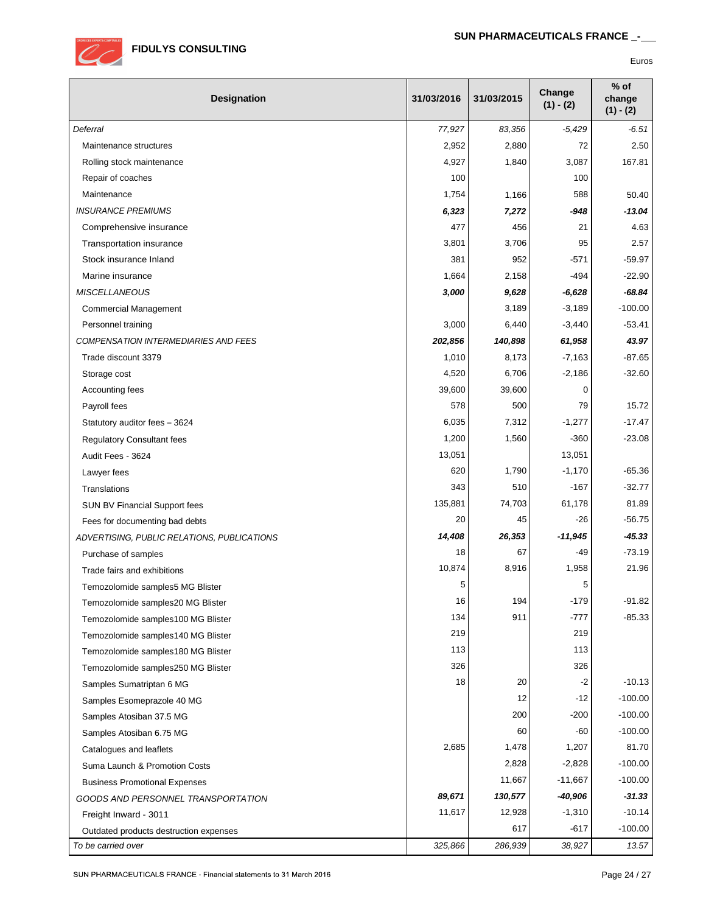Euros

| Designation | 31/03/2016 | 31/03/2015 | Change (1) - (2) | % of change (1) - (2) |
|---|---|---|---|---|
| *Deferral* | *77,927* | *83,356* | *-5,429* | *-6.51* |
| Maintenance structures | 2,952 | 2,880 | 72 | 2.50 |
| Rolling stock maintenance | 4,927 | 1,840 | 3,087 | 167.81 |
| Repair of coaches | 100 | | 100 | |
| Maintenance | 1,754 | 1,166 | 588 | 50.40 |
| *INSURANCE PREMIUMS* | ***6,323*** | ***7,272*** | ***-948*** | ***-13.04*** |
| Comprehensive insurance | 477 | 456 | 21 | 4.63 |
| Transportation insurance | 3,801 | 3,706 | 95 | 2.57 |
| Stock insurance Inland | 381 | 952 | -571 | -59.97 |
| Marine insurance | 1,664 | 2,158 | -494 | -22.90 |
| *MISCELLANEOUS* | ***3,000*** | ***9,628*** | ***-6,628*** | ***-68.84*** |
| Commercial Management | | 3,189 | -3,189 | -100.00 |
| Personnel training | 3,000 | 6,440 | -3,440 | -53.41 |
| *COMPENSATION INTERMEDIARIES AND FEES* | ***202,856*** | ***140,898*** | ***61,958*** | ***43.97*** |
| Trade discount 3379 | 1,010 | 8,173 | -7,163 | -87.65 |
| Storage cost | 4,520 | 6,706 | -2,186 | -32.60 |
| Accounting fees | 39,600 | 39,600 | 0 | |
| Payroll fees | 578 | 500 | 79 | 15.72 |
| Statutory auditor fees – 3624 | 6,035 | 7,312 | -1,277 | -17.47 |
| Regulatory Consultant fees | 1,200 | 1,560 | -360 | -23.08 |
| Audit Fees - 3624 | 13,051 | | 13,051 | |
| Lawyer fees | 620 | 1,790 | -1,170 | -65.36 |
| Translations | 343 | 510 | -167 | -32.77 |
| SUN BV Financial Support fees | 135,881 | 74,703 | 61,178 | 81.89 |
| Fees for documenting bad debts | 20 | 45 | -26 | -56.75 |
| *ADVERTISING, PUBLIC RELATIONS, PUBLICATIONS* | ***14,408*** | ***26,353*** | ***-11,945*** | ***-45.33*** |
| Purchase of samples | 18 | 67 | -49 | -73.19 |
| Trade fairs and exhibitions | 10,874 | 8,916 | 1,958 | 21.96 |
| Temozolomide samples5 MG Blister | 5 | | 5 | |
| Temozolomide samples20 MG Blister | 16 | 194 | -179 | -91.82 |
| Temozolomide samples100 MG Blister | 134 | 911 | -777 | -85.33 |
| Temozolomide samples140 MG Blister | 219 | | 219 | |
| Temozolomide samples180 MG Blister | 113 | | 113 | |
| Temozolomide samples250 MG Blister | 326 | | 326 | |
| Samples Sumatriptan 6 MG | 18 | 20 | -2 | -10.13 |
| Samples Esomeprazole 40 MG | | 12 | -12 | -100.00 |
| Samples Atosiban 37.5 MG | | 200 | -200 | -100.00 |
| Samples Atosiban 6.75 MG | | 60 | -60 | -100.00 |
| Catalogues and leaflets | 2,685 | 1,478 | 1,207 | 81.70 |
| Suma Launch & Promotion Costs | | 2,828 | -2,828 | -100.00 |
| Business Promotional Expenses | | 11,667 | -11,667 | -100.00 |
| *GOODS AND PERSONNEL TRANSPORTATION* | ***89,671*** | ***130,577*** | ***-40,906*** | ***-31.33*** |
| Freight Inward - 3011 | 11,617 | 12,928 | -1,310 | -10.14 |
| Outdated products destruction expenses | | 617 | -617 | -100.00 |
| *To be carried over* | *325,866* | *286,939* | *38,927* | *13.57* |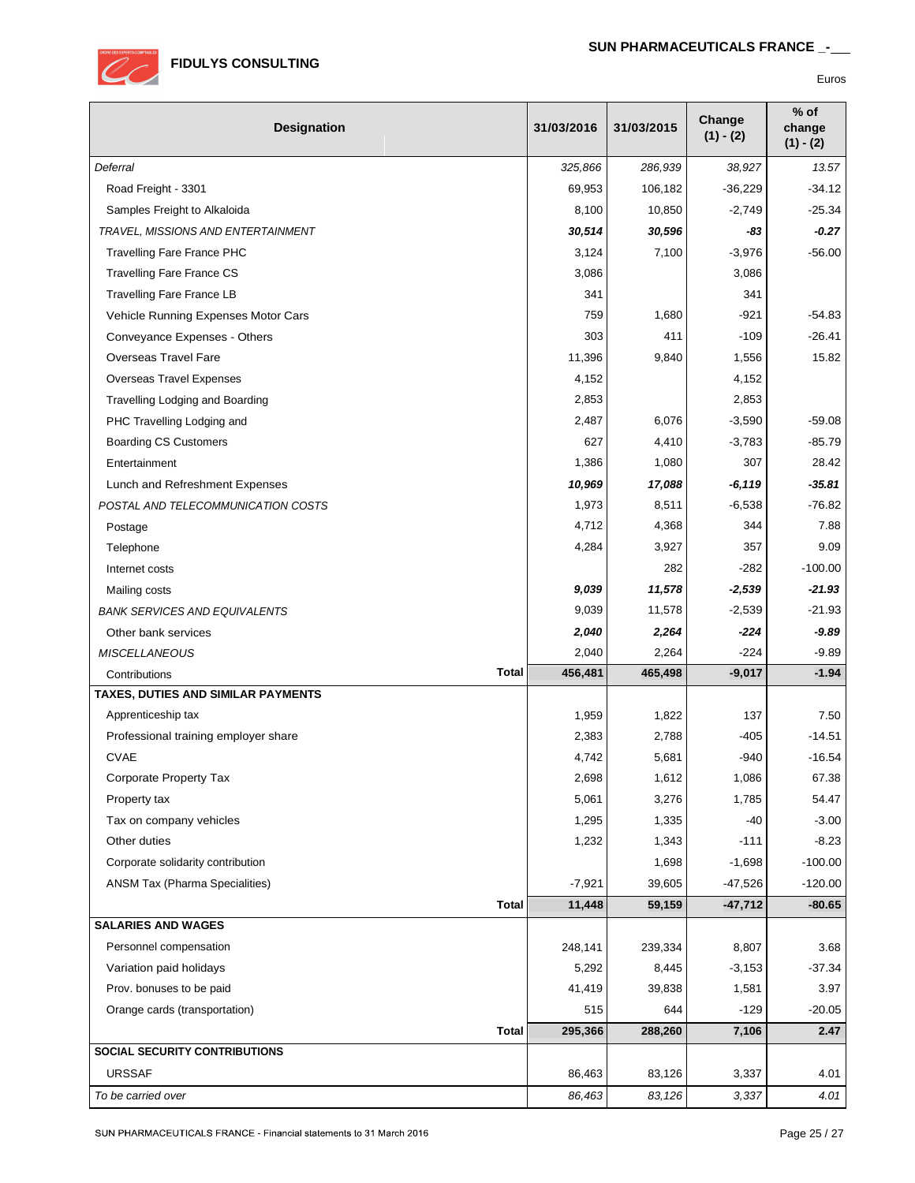FIDULYS CONSULTING

SUN PHARMACEUTICALS FRANCE

Euros

| Designation | 31/03/2016 | 31/03/2015 | Change (1) - (2) | % of change (1) - (2) |
|---|---|---|---|---|
| *Deferral* | *325,866* | *286,939* | *38,927* | *13.57* |
| Road Freight - 3301 | 69,953 | 106,182 | -36,229 | -34.12 |
| Samples Freight to Alkaloida | 8,100 | 10,850 | -2,749 | -25.34 |
| *TRAVEL, MISSIONS AND ENTERTAINMENT* | ***30,514*** | ***30,596*** | ***-83*** | ***-0.27*** |
| Travelling Fare France PHC | 3,124 | 7,100 | -3,976 | -56.00 |
| Travelling Fare France CS | 3,086 | | 3,086 | |
| Travelling Fare France LB | 341 | | 341 | |
| Vehicle Running Expenses Motor Cars | 759 | 1,680 | -921 | -54.83 |
| Conveyance Expenses - Others | 303 | 411 | -109 | -26.41 |
| Overseas Travel Fare | 11,396 | 9,840 | 1,556 | 15.82 |
| Overseas Travel Expenses | 4,152 | | 4,152 | |
| Travelling Lodging and Boarding | 2,853 | | 2,853 | |
| PHC Travelling Lodging and | 2,487 | 6,076 | -3,590 | -59.08 |
| Boarding CS Customers | 627 | 4,410 | -3,783 | -85.79 |
| Entertainment | 1,386 | 1,080 | 307 | 28.42 |
| Lunch and Refreshment Expenses | ***10,969*** | ***17,088*** | ***-6,119*** | ***-35.81*** |
| *POSTAL AND TELECOMMUNICATION COSTS* | 1,973 | 8,511 | -6,538 | -76.82 |
| Postage | 4,712 | 4,368 | 344 | 7.88 |
| Telephone | 4,284 | 3,927 | 357 | 9.09 |
| Internet costs | | 282 | -282 | -100.00 |
| Mailing costs | ***9,039*** | ***11,578*** | ***-2,539*** | ***-21.93*** |
| *BANK SERVICES AND EQUIVALENTS* | 9,039 | 11,578 | -2,539 | -21.93 |
| Other bank services | ***2,040*** | ***2,264*** | ***-224*** | ***-9.89*** |
| *MISCELLANEOUS* | 2,040 | 2,264 | -224 | -9.89 |
| Contributions **Total** | **456,481** | **465,498** | **-9,017** | **-1.94** |
| **TAXES, DUTIES AND SIMILAR PAYMENTS** | | | | |
| Apprenticeship tax | 1,959 | 1,822 | 137 | 7.50 |
| Professional training employer share | 2,383 | 2,788 | -405 | -14.51 |
| CVAE | 4,742 | 5,681 | -940 | -16.54 |
| Corporate Property Tax | 2,698 | 1,612 | 1,086 | 67.38 |
| Property tax | 5,061 | 3,276 | 1,785 | 54.47 |
| Tax on company vehicles | 1,295 | 1,335 | -40 | -3.00 |
| Other duties | 1,232 | 1,343 | -111 | -8.23 |
| Corporate solidarity contribution | | 1,698 | -1,698 | -100.00 |
| ANSM Tax (Pharma Specialities) | -7,921 | 39,605 | -47,526 | -120.00 |
| **Total** | **11,448** | **59,159** | **-47,712** | **-80.65** |
| **SALARIES AND WAGES** | | | | |
| Personnel compensation | 248,141 | 239,334 | 8,807 | 3.68 |
| Variation paid holidays | 5,292 | 8,445 | -3,153 | -37.34 |
| Prov. bonuses to be paid | 41,419 | 39,838 | 1,581 | 3.97 |
| Orange cards (transportation) | 515 | 644 | -129 | -20.05 |
| **Total** | **295,366** | **288,260** | **7,106** | **2.47** |
| **SOCIAL SECURITY CONTRIBUTIONS** | | | | |
| URSSAF | 86,463 | 83,126 | 3,337 | 4.01 |
| *To be carried over* | *86,463* | *83,126* | *3,337* | *4.01* |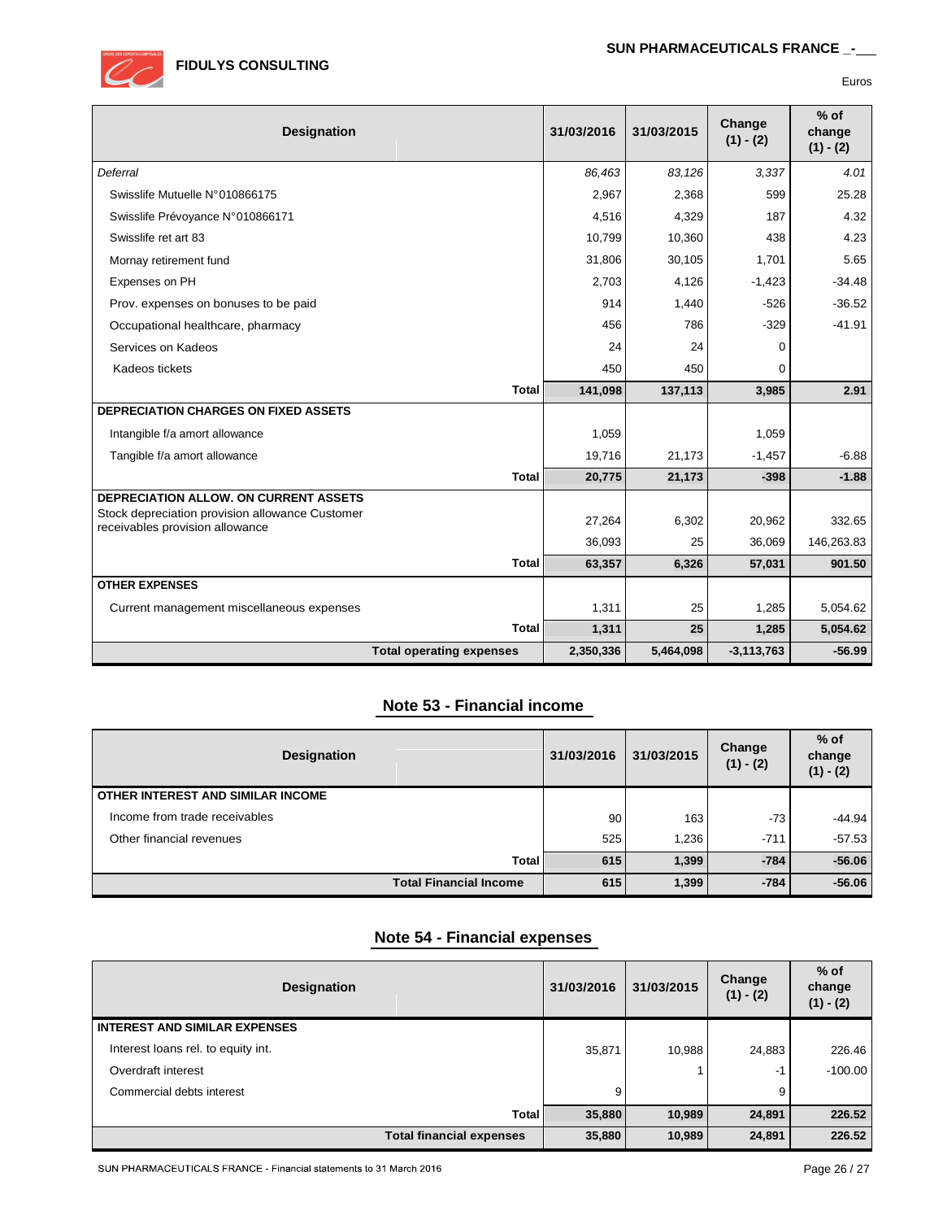| Designation | 31/03/2016 | 31/03/2015 | Change (1) - (2) | % of change (1) - (2) |
|---|---|---|---|---|
| *Deferral* | *86,463* | *83,126* | *3,337* | *4.01* |
| Swisslife Mutuelle N°010866175 | 2,967 | 2,368 | 599 | 25.28 |
| Swisslife Prévoyance N°010866171 | 4,516 | 4,329 | 187 | 4.32 |
| Swisslife ret art 83 | 10,799 | 10,360 | 438 | 4.23 |
| Mornay retirement fund | 31,806 | 30,105 | 1,701 | 5.65 |
| Expenses on PH | 2,703 | 4,126 | -1,423 | -34.48 |
| Prov. expenses on bonuses to be paid | 914 | 1,440 | -526 | -36.52 |
| Occupational healthcare, pharmacy | 456 | 786 | -329 | -41.91 |
| Services on Kadeos | 24 | 24 | 0 | |
| Kadeos tickets | 450 | 450 | 0 | |
| **Total** | **141,098** | **137,113** | **3,985** | **2.91** |
| **DEPRECIATION CHARGES ON FIXED ASSETS** | | | | |
| Intangible f/a amort allowance | 1,059 | | 1,059 | |
| Tangible f/a amort allowance | 19,716 | 21,173 | -1,457 | -6.88 |
| **Total** | **20,775** | **21,173** | **-398** | **-1.88** |
| **DEPRECIATION ALLOW. ON CURRENT ASSETS** | | | | |
| Stock depreciation provision allowance Customer receivables provision allowance | 27,264 | 6,302 | 20,962 | 332.65 |
| | 36,093 | 25 | 36,069 | 146,263.83 |
| **Total** | **63,357** | **6,326** | **57,031** | **901.50** |
| **OTHER EXPENSES** | | | | |
| Current management miscellaneous expenses | 1,311 | 25 | 1,285 | 5,054.62 |
| **Total** | **1,311** | **25** | **1,285** | **5,054.62** |
| **Total operating expenses** | **2,350,336** | **5,464,098** | **-3,113,763** | **-56.99** |

## Note 53 - Financial income

| Designation | 31/03/2016 | 31/03/2015 | Change (1) - (2) | % of change (1) - (2) |
|---|---|---|---|---|
| **OTHER INTEREST AND SIMILAR INCOME** | | | | |
| Income from trade receivables | 90 | 163 | -73 | -44.94 |
| Other financial revenues | 525 | 1,236 | -711 | -57.53 |
| **Total** | **615** | **1,399** | **-784** | **-56.06** |
| **Total Financial Income** | **615** | **1,399** | **-784** | **-56.06** |

## Note 54 - Financial expenses

| Designation | 31/03/2016 | 31/03/2015 | Change (1) - (2) | % of change (1) - (2) |
|---|---|---|---|---|
| **INTEREST AND SIMILAR EXPENSES** | | | | |
| Interest loans rel. to equity int. | 35,871 | 10,988 | 24,883 | 226.46 |
| Overdraft interest | | 1 | -1 | -100.00 |
| Commercial debts interest | 9 | | 9 | |
| **Total** | **35,880** | **10,989** | **24,891** | **226.52** |
| **Total financial expenses** | **35,880** | **10,989** | **24,891** | **226.52** |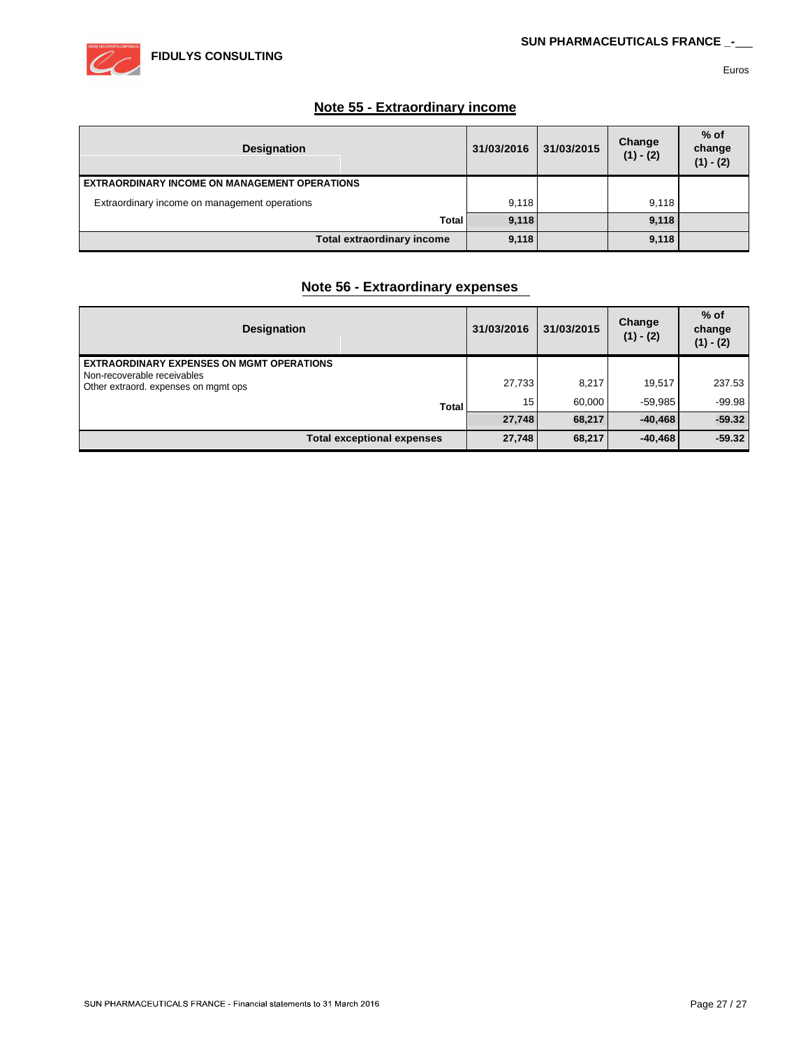FIDULYS CONSULTING

SUN PHARMACEUTICALS FRANCE

Euros

## Note 55 - Extraordinary income

| Designation | 31/03/2016 | 31/03/2015 | Change (1) - (2) | % of change (1) - (2) |
|---|---|---|---|---|
| **EXTRAORDINARY INCOME ON MANAGEMENT OPERATIONS** | | | | |
| Extraordinary income on management operations | 9,118 | | 9,118 | |
| **Total** | **9,118** | | **9,118** | |
| **Total extraordinary income** | **9,118** | | **9,118** | |

## Note 56 - Extraordinary expenses

| Designation | 31/03/2016 | 31/03/2015 | Change (1) - (2) | % of change (1) - (2) |
|---|---|---|---|---|
| **EXTRAORDINARY EXPENSES ON MGMT OPERATIONS** | | | | |
| Non-recoverable receivables | 27,733 | 8,217 | 19,517 | 237.53 |
| Other extraord. expenses on mgmt ops | 15 | 60,000 | -59,985 | -99.98 |
| **Total** | **27,748** | **68,217** | **-40,468** | **-59.32** |
| **Total exceptional expenses** | **27,748** | **68,217** | **-40,468** | **-59.32** |